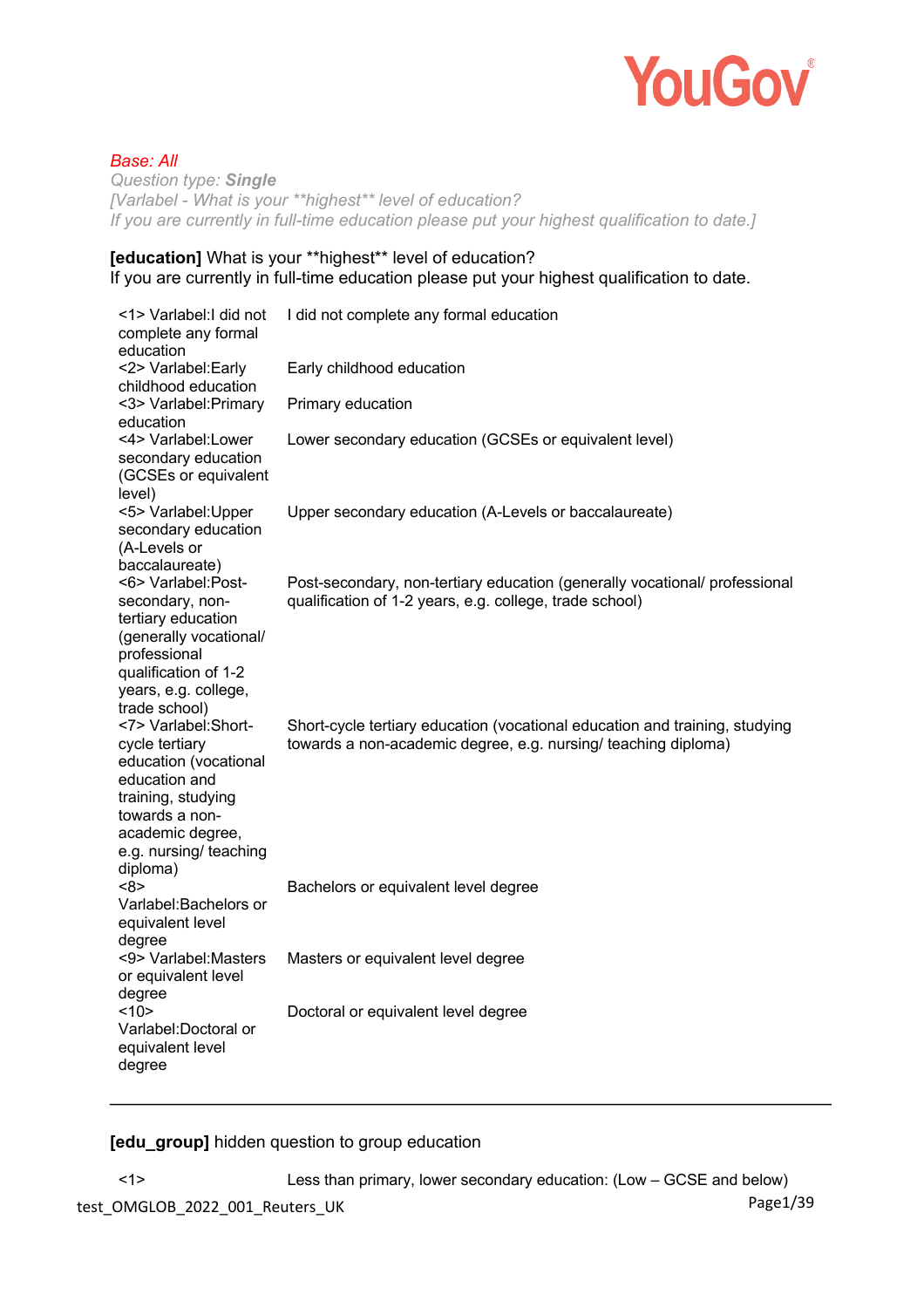*Base: All*

*Question type: **Single***

*[Varlabel - What is your \*\*highest\*\* level of education?*
*If you are currently in full-time education please put your highest qualification to date.]*

**[education]** What is your **highest** level of education?
If you are currently in full-time education please put your highest qualification to date.

| | |
|---|---|
| <1> Varlabel:I did not complete any formal education | I did not complete any formal education |
| <2> Varlabel:Early childhood education | Early childhood education |
| <3> Varlabel:Primary education | Primary education |
| <4> Varlabel:Lower secondary education (GCSEs or equivalent level) | Lower secondary education (GCSEs or equivalent level) |
| <5> Varlabel:Upper secondary education (A-Levels or baccalaureate) | Upper secondary education (A-Levels or baccalaureate) |
| <6> Varlabel:Post-secondary, non-tertiary education (generally vocational/ professional qualification of 1-2 years, e.g. college, trade school) | Post-secondary, non-tertiary education (generally vocational/ professional qualification of 1-2 years, e.g. college, trade school) |
| <7> Varlabel:Short-cycle tertiary education (vocational education and training, studying towards a non-academic degree, e.g. nursing/ teaching diploma) | Short-cycle tertiary education (vocational education and training, studying towards a non-academic degree, e.g. nursing/ teaching diploma) |
| <8> Varlabel:Bachelors or equivalent level degree | Bachelors or equivalent level degree |
| <9> Varlabel:Masters or equivalent level degree | Masters or equivalent level degree |
| <10> Varlabel:Doctoral or equivalent level degree | Doctoral or equivalent level degree |

---

**[edu_group]** hidden question to group education

| | |
|---|---|
| <1> | Less than primary, lower secondary education: (Low – GCSE and below) |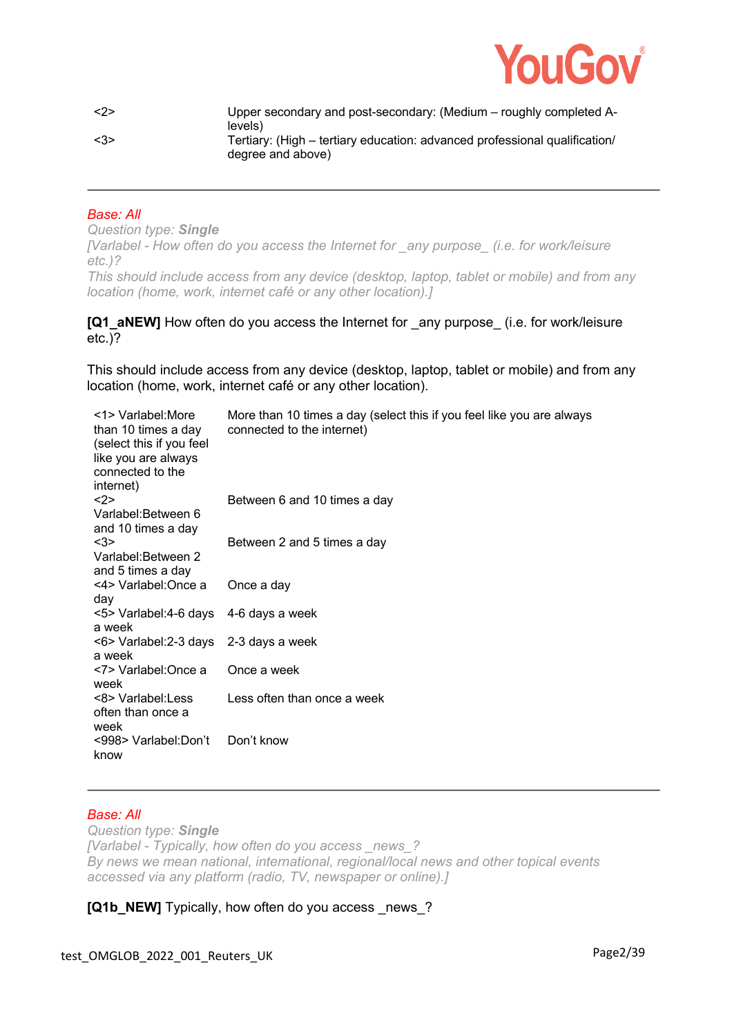| | |
|---|---|
| <2> | Upper secondary and post-secondary: (Medium – roughly completed A-levels) |
| <3> | Tertiary: (High – tertiary education: advanced professional qualification/ degree and above) |

---

*Base: All*

*Question type: **Single***

*[Varlabel - How often do you access the Internet for _any purpose_ (i.e. for work/leisure etc.)?*
*This should include access from any device (desktop, laptop, tablet or mobile) and from any location (home, work, internet café or any other location).]*

**[Q1_aNEW]** How often do you access the Internet for _any purpose_ (i.e. for work/leisure etc.)?

This should include access from any device (desktop, laptop, tablet or mobile) and from any location (home, work, internet café or any other location).

| | |
|---|---|
| <1> Varlabel:More than 10 times a day (select this if you feel like you are always connected to the internet) | More than 10 times a day (select this if you feel like you are always connected to the internet) |
| <2> Varlabel:Between 6 and 10 times a day | Between 6 and 10 times a day |
| <3> Varlabel:Between 2 and 5 times a day | Between 2 and 5 times a day |
| <4> Varlabel:Once a day | Once a day |
| <5> Varlabel:4-6 days a week | 4-6 days a week |
| <6> Varlabel:2-3 days a week | 2-3 days a week |
| <7> Varlabel:Once a week | Once a week |
| <8> Varlabel:Less often than once a week | Less often than once a week |
| <998> Varlabel:Don't know | Don't know |

---

*Base: All*

*Question type: **Single***

*[Varlabel - Typically, how often do you access _news_?*
*By news we mean national, international, regional/local news and other topical events accessed via any platform (radio, TV, newspaper or online).]*

**[Q1b_NEW]** Typically, how often do you access _news_?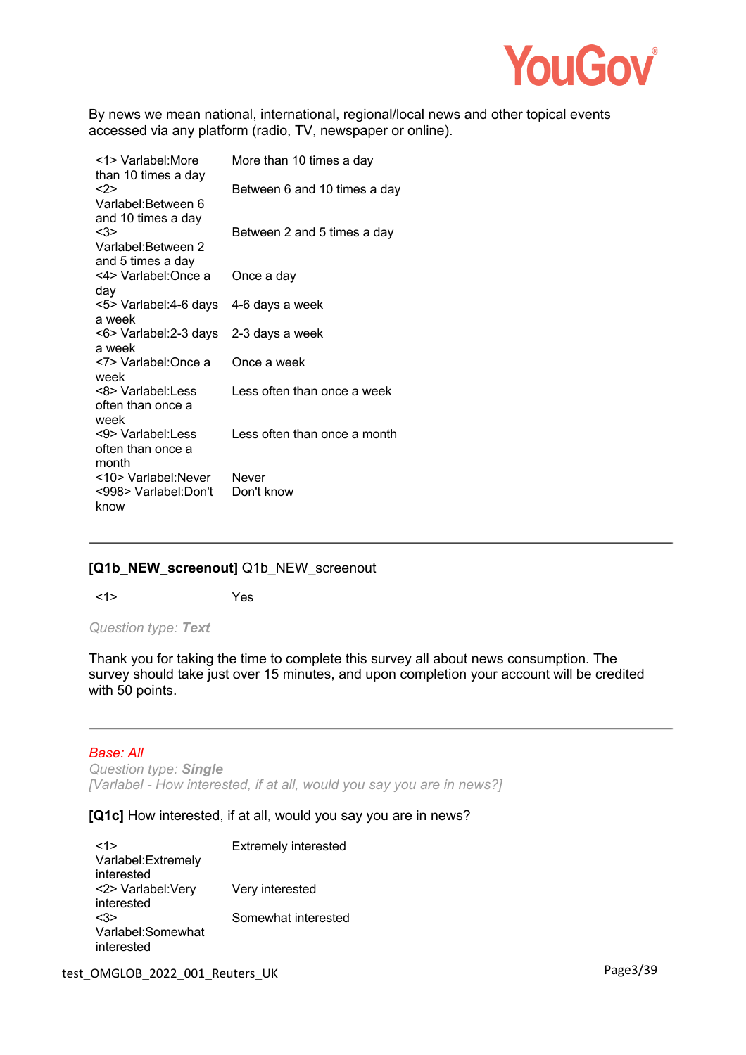By news we mean national, international, regional/local news and other topical events accessed via any platform (radio, TV, newspaper or online).

| | |
|---|---|
| <1> Varlabel:More than 10 times a day | More than 10 times a day |
| <2> Varlabel:Between 6 and 10 times a day | Between 6 and 10 times a day |
| <3> Varlabel:Between 2 and 5 times a day | Between 2 and 5 times a day |
| <4> Varlabel:Once a day | Once a day |
| <5> Varlabel:4-6 days a week | 4-6 days a week |
| <6> Varlabel:2-3 days a week | 2-3 days a week |
| <7> Varlabel:Once a week | Once a week |
| <8> Varlabel:Less often than once a week | Less often than once a week |
| <9> Varlabel:Less often than once a month | Less often than once a month |
| <10> Varlabel:Never | Never |
| <998> Varlabel:Don't know | Don't know |

---

**[Q1b_NEW_screenout]** Q1b_NEW_screenout

| | |
|---|---|
| <1> | Yes |

*Question type: **Text***

Thank you for taking the time to complete this survey all about news consumption. The survey should take just over 15 minutes, and upon completion your account will be credited with 50 points.

---

*Base: All*
*Question type: **Single***
*[Varlabel - How interested, if at all, would you say you are in news?]*

**[Q1c]** How interested, if at all, would you say you are in news?

| | |
|---|---|
| <1> Varlabel:Extremely interested | Extremely interested |
| <2> Varlabel:Very interested | Very interested |
| <3> Varlabel:Somewhat interested | Somewhat interested |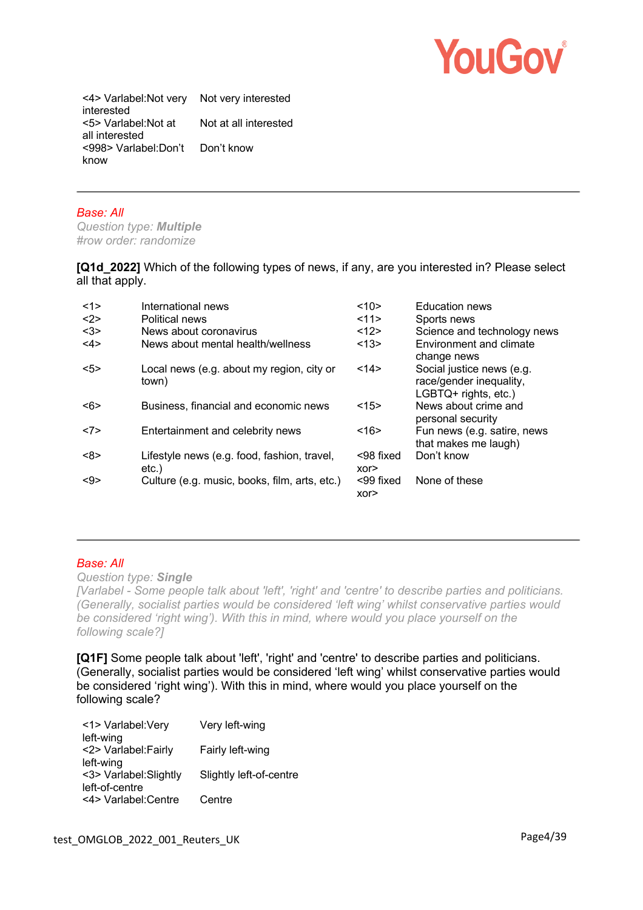| | |
|---|---|
| <4> Varlabel:Not very interested | Not very interested |
| <5> Varlabel:Not at all interested | Not at all interested |
| <998> Varlabel:Don't know | Don't know |

---

*Base: All*

*Question type: **Multiple***

*#row order: randomize*

**[Q1d_2022]** Which of the following types of news, if any, are you interested in? Please select all that apply.

| | | | |
|---|---|---|---|
| <1> | International news | <10> | Education news |
| <2> | Political news | <11> | Sports news |
| <3> | News about coronavirus | <12> | Science and technology news |
| <4> | News about mental health/wellness | <13> | Environment and climate change news |
| <5> | Local news (e.g. about my region, city or town) | <14> | Social justice news (e.g. race/gender inequality, LGBTQ+ rights, etc.) |
| <6> | Business, financial and economic news | <15> | News about crime and personal security |
| <7> | Entertainment and celebrity news | <16> | Fun news (e.g. satire, news that makes me laugh) |
| <8> | Lifestyle news (e.g. food, fashion, travel, etc.) | <98 fixed xor> | Don't know |
| <9> | Culture (e.g. music, books, film, arts, etc.) | <99 fixed xor> | None of these |

---

*Base: All*

*Question type: **Single***

*[Varlabel - Some people talk about 'left', 'right' and 'centre' to describe parties and politicians. (Generally, socialist parties would be considered 'left wing' whilst conservative parties would be considered 'right wing'). With this in mind, where would you place yourself on the following scale?]*

**[Q1F]** Some people talk about 'left', 'right' and 'centre' to describe parties and politicians. (Generally, socialist parties would be considered 'left wing' whilst conservative parties would be considered 'right wing'). With this in mind, where would you place yourself on the following scale?

| | |
|---|---|
| <1> Varlabel:Very left-wing | Very left-wing |
| <2> Varlabel:Fairly left-wing | Fairly left-wing |
| <3> Varlabel:Slightly left-of-centre | Slightly left-of-centre |
| <4> Varlabel:Centre | Centre |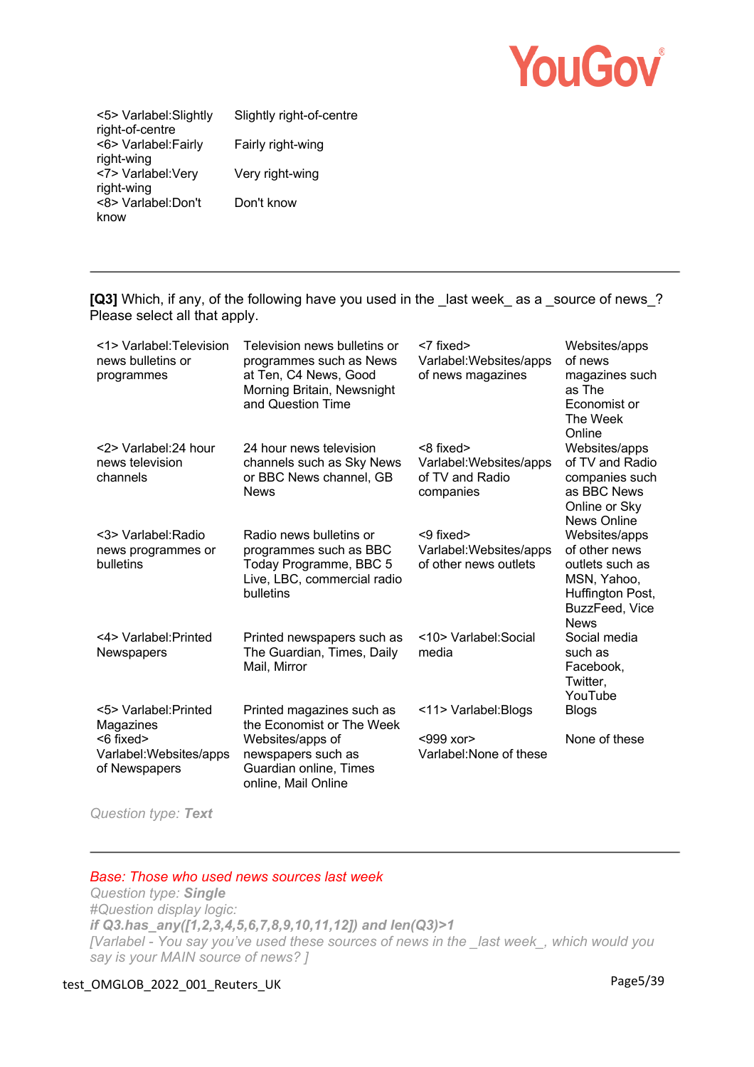| | |
|---|---|
| <5> Varlabel:Slightly right-of-centre | Slightly right-of-centre |
| <6> Varlabel:Fairly right-wing | Fairly right-wing |
| <7> Varlabel:Very right-wing | Very right-wing |
| <8> Varlabel:Don't know | Don't know |

---

**[Q3]** Which, if any, of the following have you used in the _last week_ as a _source of news_? Please select all that apply.

| | | | |
|---|---|---|---|
| <1> Varlabel:Television news bulletins or programmes | Television news bulletins or programmes such as News at Ten, C4 News, Good Morning Britain, Newsnight and Question Time | <7 fixed> Varlabel:Websites/apps of news magazines | Websites/apps of news magazines such as The Economist or The Week Online |
| <2> Varlabel:24 hour news television channels | 24 hour news television channels such as Sky News or BBC News channel, GB News | <8 fixed> Varlabel:Websites/apps of TV and Radio companies | Websites/apps of TV and Radio companies such as BBC News Online or Sky News Online |
| <3> Varlabel:Radio news programmes or bulletins | Radio news bulletins or programmes such as BBC Today Programme, BBC 5 Live, LBC, commercial radio bulletins | <9 fixed> Varlabel:Websites/apps of other news outlets | Websites/apps of other news outlets such as MSN, Yahoo, Huffington Post, BuzzFeed, Vice News |
| <4> Varlabel:Printed Newspapers | Printed newspapers such as The Guardian, Times, Daily Mail, Mirror | <10> Varlabel:Social media | Social media such as Facebook, Twitter, YouTube |
| <5> Varlabel:Printed Magazines | Printed magazines such as the Economist or The Week | <11> Varlabel:Blogs | Blogs |
| <6 fixed> Varlabel:Websites/apps of Newspapers | Websites/apps of newspapers such as Guardian online, Times online, Mail Online | <999 xor> Varlabel:None of these | None of these |

*Question type: **Text***

---

*Base: Those who used news sources last week*

*Question type: **Single***

*#Question display logic:*

***if Q3.has_any([1,2,3,4,5,6,7,8,9,10,11,12]) and len(Q3)>1***

*[Varlabel - You say you've used these sources of news in the _last week_, which would you say is your MAIN source of news? ]*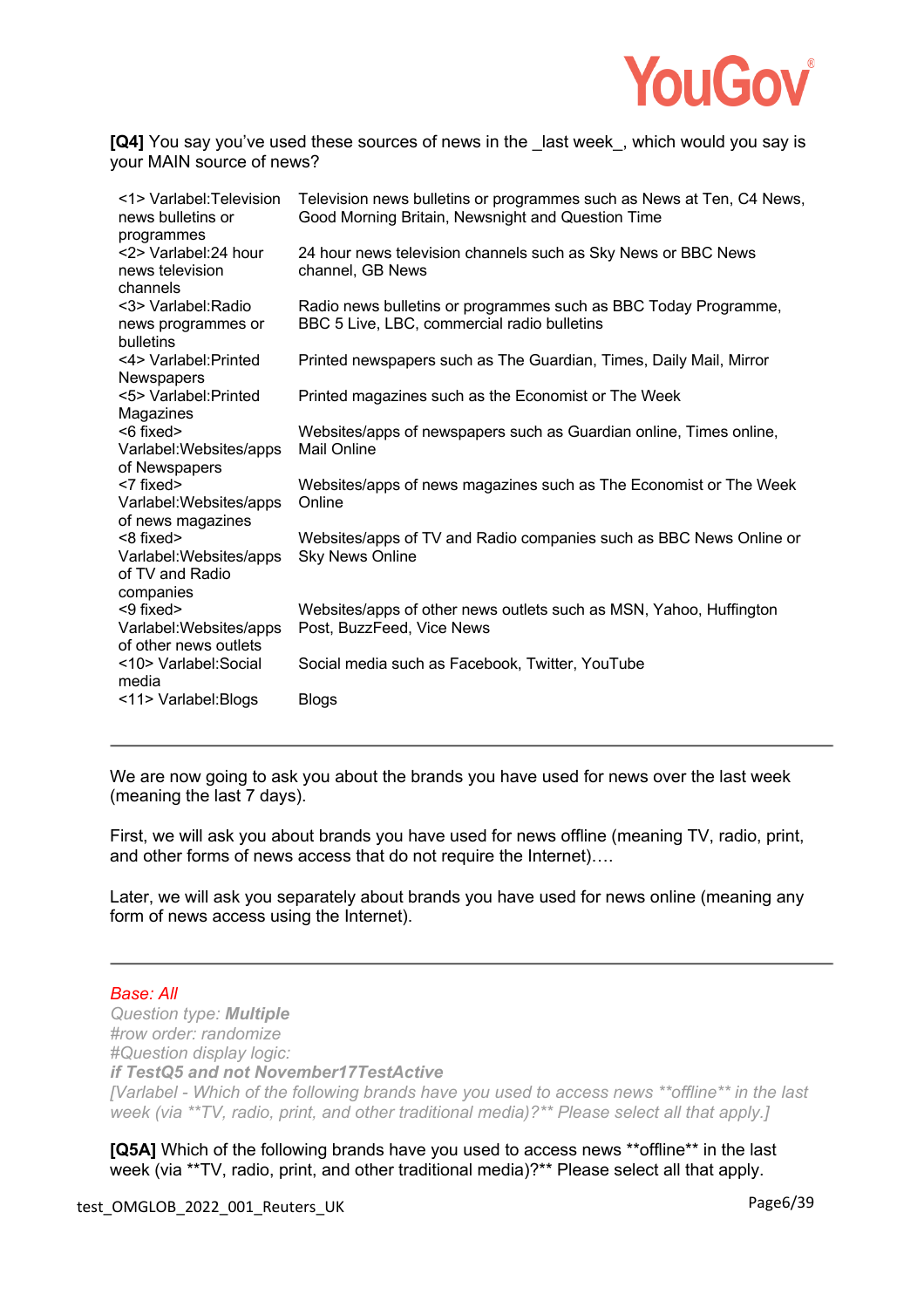**[Q4]** You say you've used these sources of news in the _last week_, which would you say is your MAIN source of news?

| | |
|---|---|
| <1> Varlabel:Television news bulletins or programmes | Television news bulletins or programmes such as News at Ten, C4 News, Good Morning Britain, Newsnight and Question Time |
| <2> Varlabel:24 hour news television channels | 24 hour news television channels such as Sky News or BBC News channel, GB News |
| <3> Varlabel:Radio news programmes or bulletins | Radio news bulletins or programmes such as BBC Today Programme, BBC 5 Live, LBC, commercial radio bulletins |
| <4> Varlabel:Printed Newspapers | Printed newspapers such as The Guardian, Times, Daily Mail, Mirror |
| <5> Varlabel:Printed Magazines | Printed magazines such as the Economist or The Week |
| <6 fixed> Varlabel:Websites/apps of Newspapers | Websites/apps of newspapers such as Guardian online, Times online, Mail Online |
| <7 fixed> Varlabel:Websites/apps of news magazines | Websites/apps of news magazines such as The Economist or The Week Online |
| <8 fixed> Varlabel:Websites/apps of TV and Radio companies | Websites/apps of TV and Radio companies such as BBC News Online or Sky News Online |
| <9 fixed> Varlabel:Websites/apps of other news outlets | Websites/apps of other news outlets such as MSN, Yahoo, Huffington Post, BuzzFeed, Vice News |
| <10> Varlabel:Social media | Social media such as Facebook, Twitter, YouTube |
| <11> Varlabel:Blogs | Blogs |

---

We are now going to ask you about the brands you have used for news over the last week (meaning the last 7 days).

First, we will ask you about brands you have used for news offline (meaning TV, radio, print, and other forms of news access that do not require the Internet)….

Later, we will ask you separately about brands you have used for news online (meaning any form of news access using the Internet).

---

*Base: All*
*Question type: **Multiple***
*#row order: randomize*
*#Question display logic:*
***if TestQ5 and not November17TestActive***
*[Varlabel - Which of the following brands have you used to access news **offline** in the last week (via **TV, radio, print, and other traditional media)?** Please select all that apply.]*

**[Q5A]** Which of the following brands have you used to access news **offline** in the last week (via **TV, radio, print, and other traditional media)?** Please select all that apply.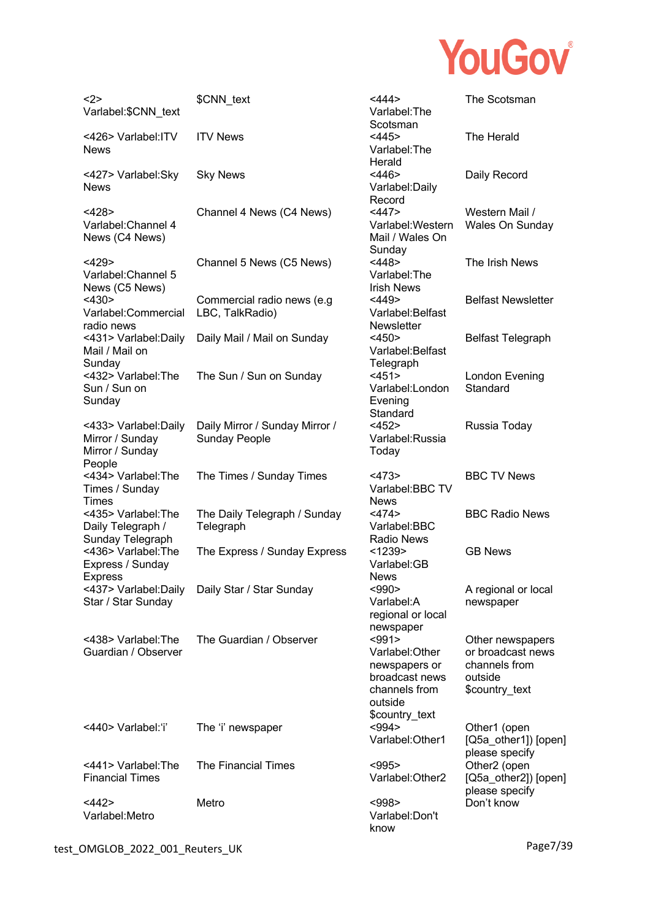| | | | |
|---|---|---|---|
| <2> Varlabel:$CNN_text | $CNN_text | <444> Varlabel:The Scotsman | The Scotsman |
| <426> Varlabel:ITV News | ITV News | <445> Varlabel:The Herald | The Herald |
| <427> Varlabel:Sky News | Sky News | <446> Varlabel:Daily Record | Daily Record |
| <428> Varlabel:Channel 4 News (C4 News) | Channel 4 News (C4 News) | <447> Varlabel:Western Mail / Wales On Sunday | Western Mail / Wales On Sunday |
| <429> Varlabel:Channel 5 News (C5 News) | Channel 5 News (C5 News) | <448> Varlabel:The Irish News | The Irish News |
| <430> Varlabel:Commercial radio news | Commercial radio news (e.g LBC, TalkRadio) | <449> Varlabel:Belfast Newsletter | Belfast Newsletter |
| <431> Varlabel:Daily Mail / Mail on Sunday | Daily Mail / Mail on Sunday | <450> Varlabel:Belfast Telegraph | Belfast Telegraph |
| <432> Varlabel:The Sun / Sun on Sunday | The Sun / Sun on Sunday | <451> Varlabel:London Evening Standard | London Evening Standard |
| <433> Varlabel:Daily Mirror / Sunday Mirror / Sunday People | Daily Mirror / Sunday Mirror / Sunday People | <452> Varlabel:Russia Today | Russia Today |
| <434> Varlabel:The Times / Sunday Times | The Times / Sunday Times | <473> Varlabel:BBC TV News | BBC TV News |
| <435> Varlabel:The Daily Telegraph / Sunday Telegraph | The Daily Telegraph / Sunday Telegraph | <474> Varlabel:BBC Radio News | BBC Radio News |
| <436> Varlabel:The Express / Sunday Express | The Express / Sunday Express | <1239> Varlabel:GB News | GB News |
| <437> Varlabel:Daily Star / Star Sunday | Daily Star / Star Sunday | <990> Varlabel:A regional or local newspaper | A regional or local newspaper |
| <438> Varlabel:The Guardian / Observer | The Guardian / Observer | <991> Varlabel:Other newspapers or broadcast news channels from outside $country_text | Other newspapers or broadcast news channels from outside $country_text |
| <440> Varlabel:'i' | The 'i' newspaper | <994> Varlabel:Other1 | Other1 (open [Q5a_other1]) [open] please specify |
| <441> Varlabel:The Financial Times | The Financial Times | <995> Varlabel:Other2 | Other2 (open [Q5a_other2]) [open] please specify |
| <442> Varlabel:Metro | Metro | <998> Varlabel:Don't know | Don't know |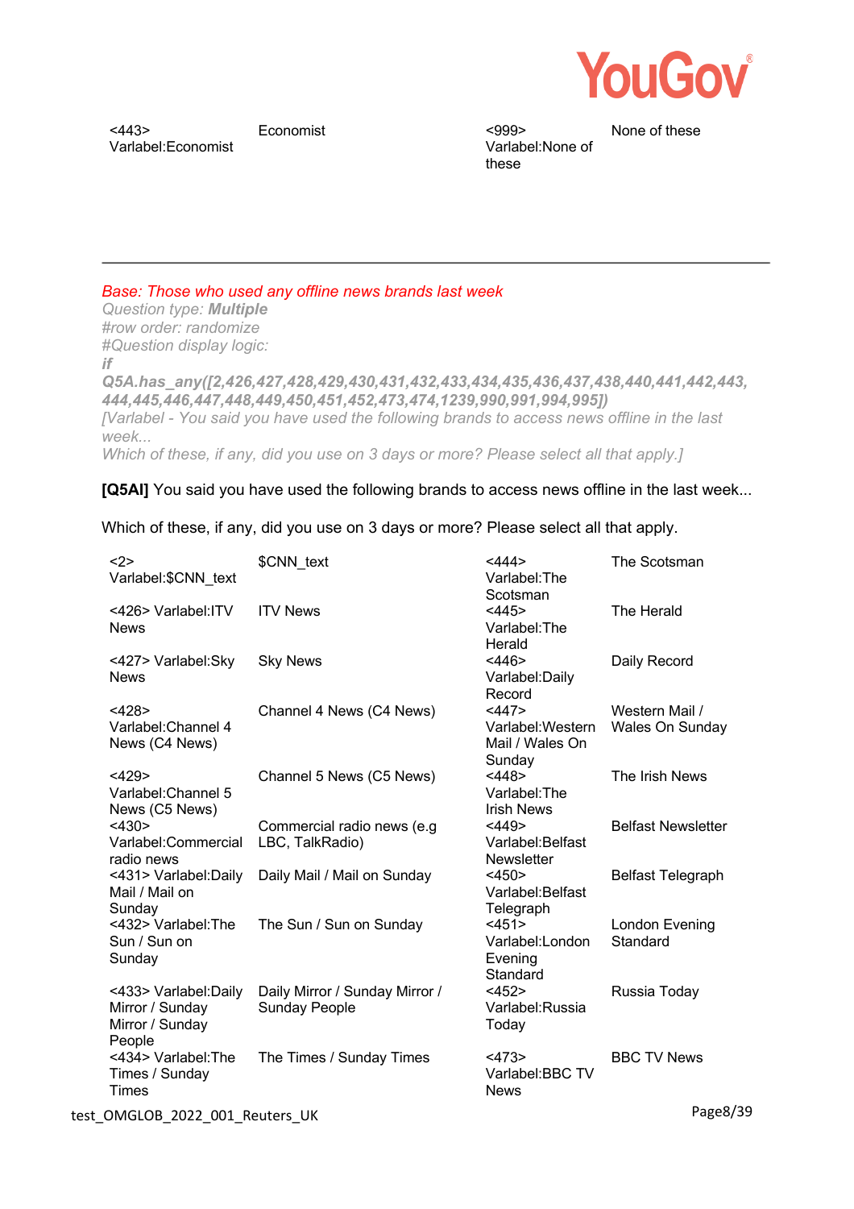| | | | |
|---|---|---|---|
| <443> Varlabel:Economist | Economist | <999> Varlabel:None of these | None of these |

---

*Base: Those who used any offline news brands last week*
*Question type: **Multiple***
*#row order: randomize*
*#Question display logic:*
***if***
***Q5A.has_any([2,426,427,428,429,430,431,432,433,434,435,436,437,438,440,441,442,443,444,445,446,447,448,449,450,451,452,473,474,1239,990,991,994,995])***
*[Varlabel - You said you have used the following brands to access news offline in the last week...*
*Which of these, if any, did you use on 3 days or more? Please select all that apply.]*

**[Q5AI]** You said you have used the following brands to access news offline in the last week...

Which of these, if any, did you use on 3 days or more? Please select all that apply.

| | | | |
|---|---|---|---|
| <2> Varlabel:$CNN_text | $CNN_text | <444> Varlabel:The Scotsman | The Scotsman |
| <426> Varlabel:ITV News | ITV News | <445> Varlabel:The Herald | The Herald |
| <427> Varlabel:Sky News | Sky News | <446> Varlabel:Daily Record | Daily Record |
| <428> Varlabel:Channel 4 News (C4 News) | Channel 4 News (C4 News) | <447> Varlabel:Western Mail / Wales On Sunday | Western Mail / Wales On Sunday |
| <429> Varlabel:Channel 5 News (C5 News) | Channel 5 News (C5 News) | <448> Varlabel:The Irish News | The Irish News |
| <430> Varlabel:Commercial radio news | Commercial radio news (e.g LBC, TalkRadio) | <449> Varlabel:Belfast Newsletter | Belfast Newsletter |
| <431> Varlabel:Daily Mail / Mail on Sunday | Daily Mail / Mail on Sunday | <450> Varlabel:Belfast Telegraph | Belfast Telegraph |
| <432> Varlabel:The Sun / Sun on Sunday | The Sun / Sun on Sunday | <451> Varlabel:London Evening Standard | London Evening Standard |
| <433> Varlabel:Daily Mirror / Sunday Mirror / Sunday People | Daily Mirror / Sunday Mirror / Sunday People | <452> Varlabel:Russia Today | Russia Today |
| <434> Varlabel:The Times / Sunday Times | The Times / Sunday Times | <473> Varlabel:BBC TV News | BBC TV News |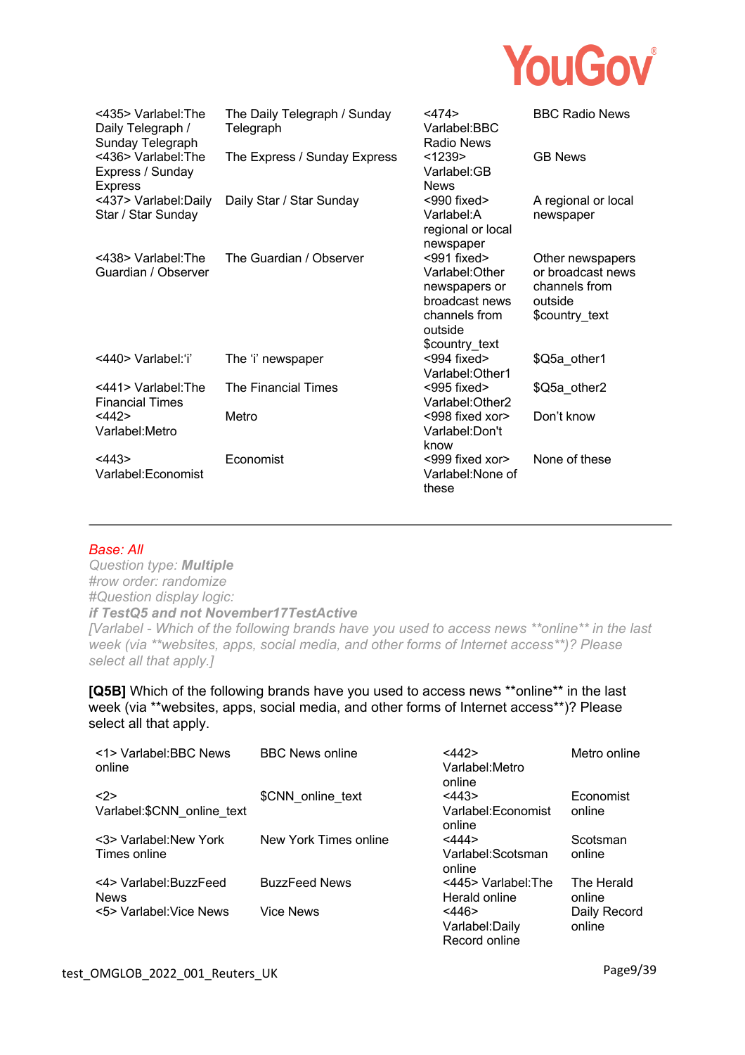| | | | |
|---|---|---|---|
| <435> Varlabel:The Daily Telegraph / Sunday Telegraph | The Daily Telegraph / Sunday Telegraph | <474> Varlabel:BBC Radio News | BBC Radio News |
| <436> Varlabel:The Express / Sunday Express | The Express / Sunday Express | <1239> Varlabel:GB News | GB News |
| <437> Varlabel:Daily Star / Star Sunday | Daily Star / Star Sunday | <990 fixed> Varlabel:A regional or local newspaper | A regional or local newspaper |
| <438> Varlabel:The Guardian / Observer | The Guardian / Observer | <991 fixed> Varlabel:Other newspapers or broadcast news channels from outside $country_text | Other newspapers or broadcast news channels from outside $country_text |
| <440> Varlabel:'i' | The 'i' newspaper | <994 fixed> Varlabel:Other1 | $Q5a_other1 |
| <441> Varlabel:The Financial Times | The Financial Times | <995 fixed> Varlabel:Other2 | $Q5a_other2 |
| <442> Varlabel:Metro | Metro | <998 fixed xor> Varlabel:Don't know | Don't know |
| <443> Varlabel:Economist | Economist | <999 fixed xor> Varlabel:None of these | None of these |

---

*Base: All*

*Question type: **Multiple***

*#row order: randomize*

*#Question display logic:*

***if TestQ5 and not November17TestActive***

*[Varlabel - Which of the following brands have you used to access news **online** in the last week (via **websites, apps, social media, and other forms of Internet access**)? Please select all that apply.]*

**[Q5B]** Which of the following brands have you used to access news **online** in the last week (via **websites, apps, social media, and other forms of Internet access**)? Please select all that apply.

| | | | |
|---|---|---|---|
| <1> Varlabel:BBC News online | BBC News online | <442> Varlabel:Metro online | Metro online |
| <2> Varlabel:$CNN_online_text | $CNN_online_text | <443> Varlabel:Economist online | Economist online |
| <3> Varlabel:New York Times online | New York Times online | <444> Varlabel:Scotsman online | Scotsman online |
| <4> Varlabel:BuzzFeed News | BuzzFeed News | <445> Varlabel:The Herald online | The Herald online |
| <5> Varlabel:Vice News | Vice News | <446> Varlabel:Daily Record online | Daily Record online |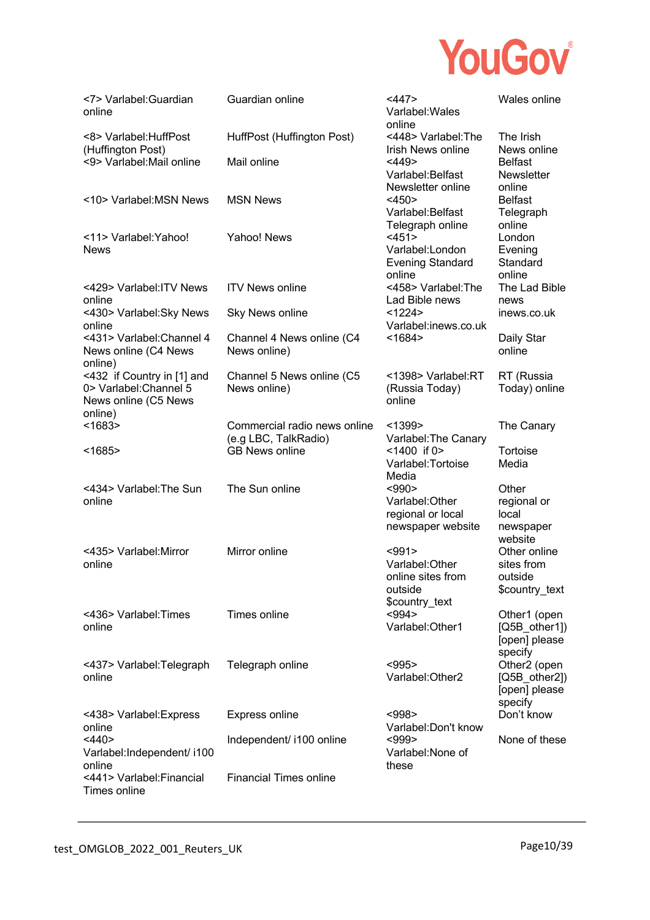| | | | |
|---|---|---|---|
| <7> Varlabel:Guardian online | Guardian online | <447> Varlabel:Wales online | Wales online |
| <8> Varlabel:HuffPost (Huffington Post) | HuffPost (Huffington Post) | <448> Varlabel:The Irish News online | The Irish News online |
| <9> Varlabel:Mail online | Mail online | <449> Varlabel:Belfast Newsletter online | Belfast Newsletter online |
| <10> Varlabel:MSN News | MSN News | <450> Varlabel:Belfast Telegraph online | Belfast Telegraph online |
| <11> Varlabel:Yahoo! News | Yahoo! News | <451> Varlabel:London Evening Standard online | London Evening Standard online |
| <429> Varlabel:ITV News online | ITV News online | <458> Varlabel:The Lad Bible news | The Lad Bible news |
| <430> Varlabel:Sky News online | Sky News online | <1224> Varlabel:inews.co.uk | inews.co.uk |
| <431> Varlabel:Channel 4 News online (C4 News online) | Channel 4 News online (C4 News online) | <1684> | Daily Star online |
| <432 if Country in [1] and 0> Varlabel:Channel 5 News online (C5 News online) | Channel 5 News online (C5 News online) | <1398> Varlabel:RT (Russia Today) online | RT (Russia Today) online |
| <1683> | Commercial radio news online (e.g LBC, TalkRadio) | <1399> Varlabel:The Canary | The Canary |
| <1685> | GB News online | <1400 if 0> Varlabel:Tortoise Media | Tortoise Media |
| <434> Varlabel:The Sun online | The Sun online | <990> Varlabel:Other regional or local newspaper website | Other regional or local newspaper website |
| <435> Varlabel:Mirror online | Mirror online | <991> Varlabel:Other online sites from outside $country_text | Other online sites from outside $country_text |
| <436> Varlabel:Times online | Times online | <994> Varlabel:Other1 | Other1 (open [Q5B_other1]) [open] please specify |
| <437> Varlabel:Telegraph online | Telegraph online | <995> Varlabel:Other2 | Other2 (open [Q5B_other2]) [open] please specify |
| <438> Varlabel:Express online | Express online | <998> Varlabel:Don't know | Don't know |
| <440> Varlabel:Independent/ i100 online | Independent/ i100 online | <999> Varlabel:None of these | None of these |
| <441> Varlabel:Financial Times online | Financial Times online | | |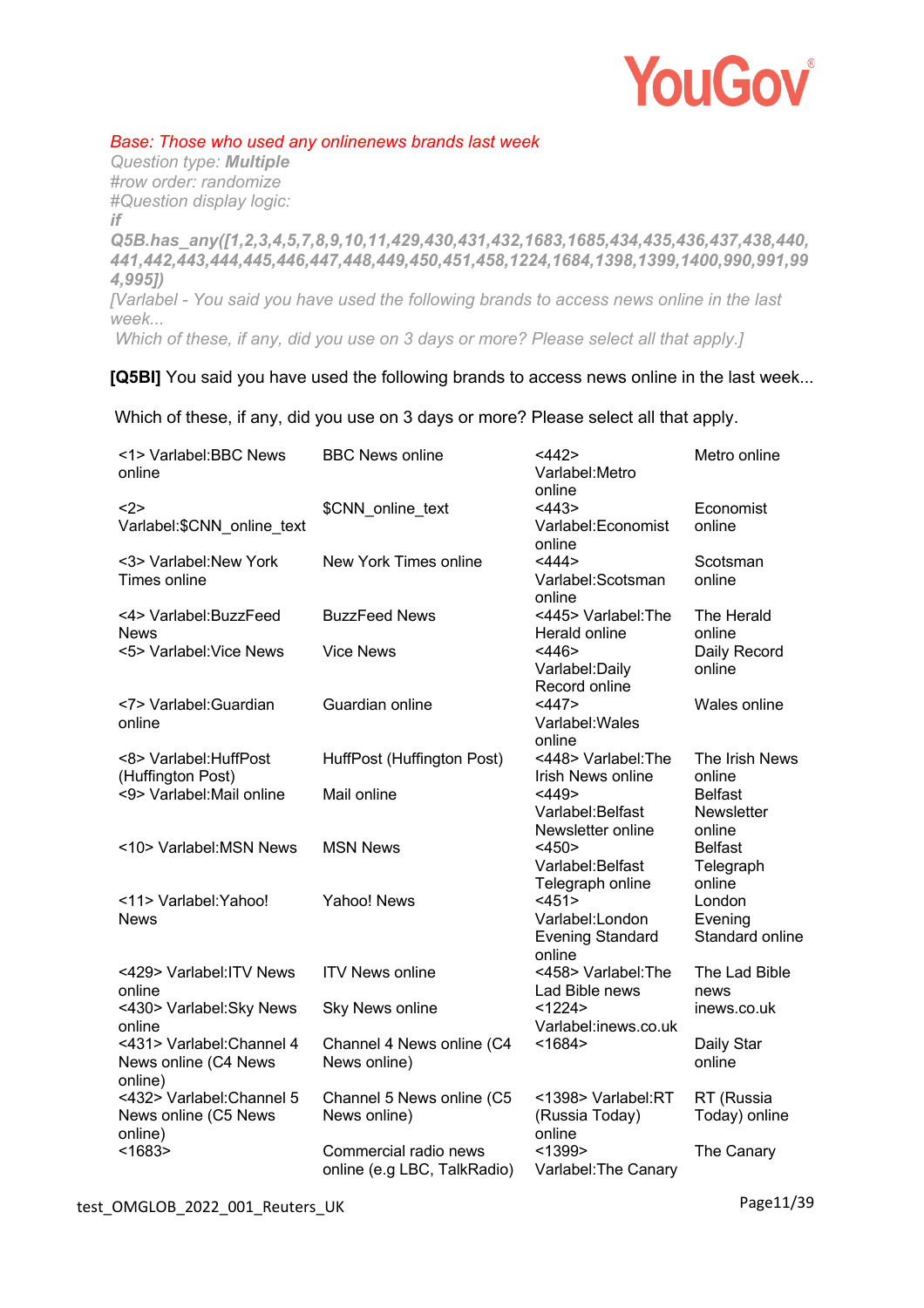*Base: Those who used any onlinenews brands last week*

*Question type: **Multiple***

*#row order: randomize*

*#Question display logic:*

***if***

***Q5B.has_any([1,2,3,4,5,7,8,9,10,11,429,430,431,432,1683,1685,434,435,436,437,438,440,441,442,443,444,445,446,447,448,449,450,451,458,1224,1684,1398,1399,1400,990,991,994,995])***

*[Varlabel - You said you have used the following brands to access news online in the last week...*

*Which of these, if any, did you use on 3 days or more? Please select all that apply.]*

**[Q5BI]** You said you have used the following brands to access news online in the last week...

Which of these, if any, did you use on 3 days or more? Please select all that apply.

| | | | |
|---|---|---|---|
| <1> Varlabel:BBC News online | BBC News online | <442> Varlabel:Metro online | Metro online |
| <2> Varlabel:$CNN_online_text | $CNN_online_text | <443> Varlabel:Economist online | Economist online |
| <3> Varlabel:New York Times online | New York Times online | <444> Varlabel:Scotsman online | Scotsman online |
| <4> Varlabel:BuzzFeed News | BuzzFeed News | <445> Varlabel:The Herald online | The Herald online |
| <5> Varlabel:Vice News | Vice News | <446> Varlabel:Daily Record online | Daily Record online |
| <7> Varlabel:Guardian online | Guardian online | <447> Varlabel:Wales online | Wales online |
| <8> Varlabel:HuffPost (Huffington Post) | HuffPost (Huffington Post) | <448> Varlabel:The Irish News online | The Irish News online |
| <9> Varlabel:Mail online | Mail online | <449> Varlabel:Belfast Newsletter online | Belfast Newsletter online |
| <10> Varlabel:MSN News | MSN News | <450> Varlabel:Belfast Telegraph online | Belfast Telegraph online |
| <11> Varlabel:Yahoo! News | Yahoo! News | <451> Varlabel:London Evening Standard online | London Evening Standard online |
| <429> Varlabel:ITV News online | ITV News online | <458> Varlabel:The Lad Bible news | The Lad Bible news |
| <430> Varlabel:Sky News online | Sky News online | <1224> Varlabel:inews.co.uk | inews.co.uk |
| <431> Varlabel:Channel 4 News online (C4 News online) | Channel 4 News online (C4 News online) | <1684> | Daily Star online |
| <432> Varlabel:Channel 5 News online (C5 News online) | Channel 5 News online (C5 News online) | <1398> Varlabel:RT (Russia Today) online | RT (Russia Today) online |
| <1683> | Commercial radio news online (e.g LBC, TalkRadio) | <1399> Varlabel:The Canary | The Canary |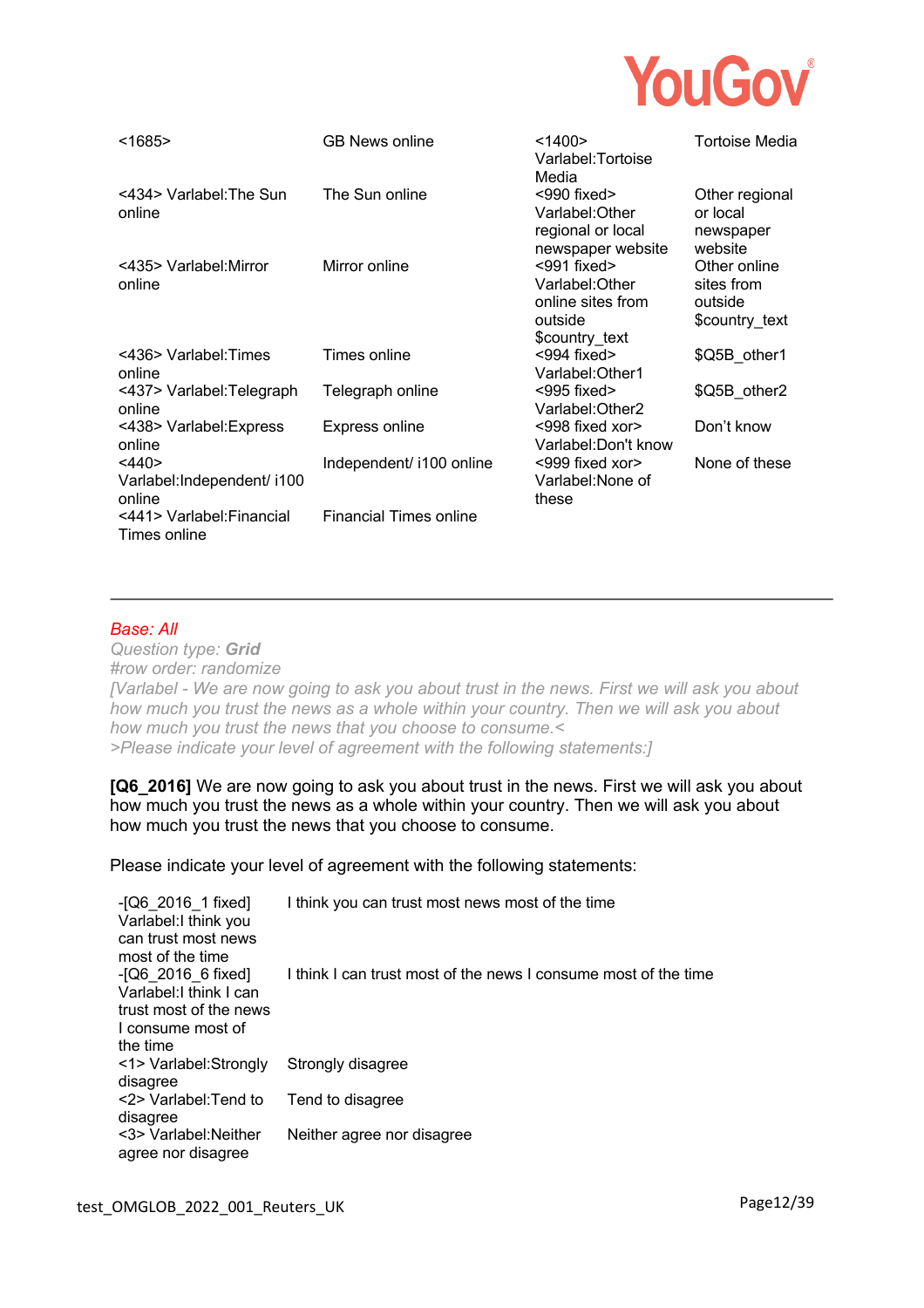| | | | |
|---|---|---|---|
| <1685> | GB News online | <1400> Varlabel:Tortoise Media | Tortoise Media |
| <434> Varlabel:The Sun online | The Sun online | <990 fixed> Varlabel:Other regional or local newspaper website | Other regional or local newspaper website |
| <435> Varlabel:Mirror online | Mirror online | <991 fixed> Varlabel:Other online sites from outside $country_text | Other online sites from outside $country_text |
| <436> Varlabel:Times online | Times online | <994 fixed> Varlabel:Other1 | $Q5B_other1 |
| <437> Varlabel:Telegraph online | Telegraph online | <995 fixed> Varlabel:Other2 | $Q5B_other2 |
| <438> Varlabel:Express online | Express online | <998 fixed xor> Varlabel:Don't know | Don't know |
| <440> Varlabel:Independent/ i100 online | Independent/ i100 online | <999 fixed xor> Varlabel:None of these | None of these |
| <441> Varlabel:Financial Times online | Financial Times online | | |

---

*Base: All*

*Question type: **Grid***

*#row order: randomize*

*[Varlabel - We are now going to ask you about trust in the news. First we will ask you about how much you trust the news as a whole within your country. Then we will ask you about how much you trust the news that you choose to consume.<*
*>Please indicate your level of agreement with the following statements:]*

**[Q6_2016]** We are now going to ask you about trust in the news. First we will ask you about how much you trust the news as a whole within your country. Then we will ask you about how much you trust the news that you choose to consume.

Please indicate your level of agreement with the following statements:

| | |
|---|---|
| -[Q6_2016_1 fixed] Varlabel:I think you can trust most news most of the time | I think you can trust most news most of the time |
| -[Q6_2016_6 fixed] Varlabel:I think I can trust most of the news I consume most of the time | I think I can trust most of the news I consume most of the time |
| <1> Varlabel:Strongly disagree | Strongly disagree |
| <2> Varlabel:Tend to disagree | Tend to disagree |
| <3> Varlabel:Neither agree nor disagree | Neither agree nor disagree |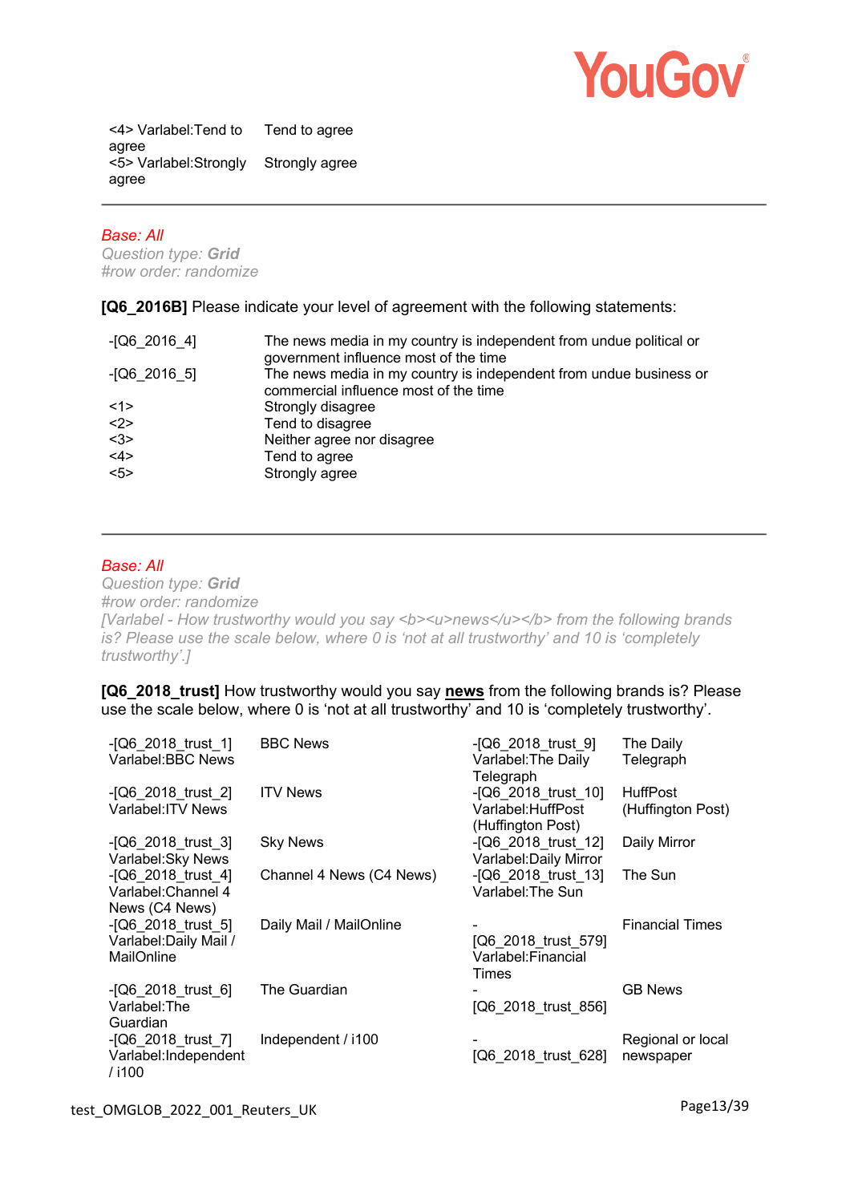| | |
|---|---|
| <4> Varlabel:Tend to agree | Tend to agree |
| <5> Varlabel:Strongly agree | Strongly agree |

---

*Base: All*

*Question type: **Grid***

*#row order: randomize*

**[Q6_2016B]** Please indicate your level of agreement with the following statements:

| | |
|---|---|
| -[Q6_2016_4] | The news media in my country is independent from undue political or government influence most of the time |
| -[Q6_2016_5] | The news media in my country is independent from undue business or commercial influence most of the time |
| <1> | Strongly disagree |
| <2> | Tend to disagree |
| <3> | Neither agree nor disagree |
| <4> | Tend to agree |
| <5> | Strongly agree |

---

*Base: All*

*Question type: **Grid***

*#row order: randomize*

*[Varlabel - How trustworthy would you say <b><u>news</u></b> from the following brands is? Please use the scale below, where 0 is 'not at all trustworthy' and 10 is 'completely trustworthy'.]*

**[Q6_2018_trust]** How trustworthy would you say **news** from the following brands is? Please use the scale below, where 0 is 'not at all trustworthy' and 10 is 'completely trustworthy'.

| | |
|---|---|
| -[Q6_2018_trust_1] Varlabel:BBC News | BBC News |
| -[Q6_2018_trust_2] Varlabel:ITV News | ITV News |
| -[Q6_2018_trust_3] Varlabel:Sky News | Sky News |
| -[Q6_2018_trust_4] Varlabel:Channel 4 News (C4 News) | Channel 4 News (C4 News) |
| -[Q6_2018_trust_5] Varlabel:Daily Mail / MailOnline | Daily Mail / MailOnline |
| -[Q6_2018_trust_6] Varlabel:The Guardian | The Guardian |
| -[Q6_2018_trust_7] Varlabel:Independent / i100 | Independent / i100 |
| -[Q6_2018_trust_9] Varlabel:The Daily Telegraph | The Daily Telegraph |
| -[Q6_2018_trust_10] Varlabel:HuffPost (Huffington Post) | HuffPost (Huffington Post) |
| -[Q6_2018_trust_12] Varlabel:Daily Mirror | Daily Mirror |
| -[Q6_2018_trust_13] Varlabel:The Sun | The Sun |
| -[Q6_2018_trust_579] Varlabel:Financial Times | Financial Times |
| -[Q6_2018_trust_856] | GB News |
| -[Q6_2018_trust_628] | Regional or local newspaper |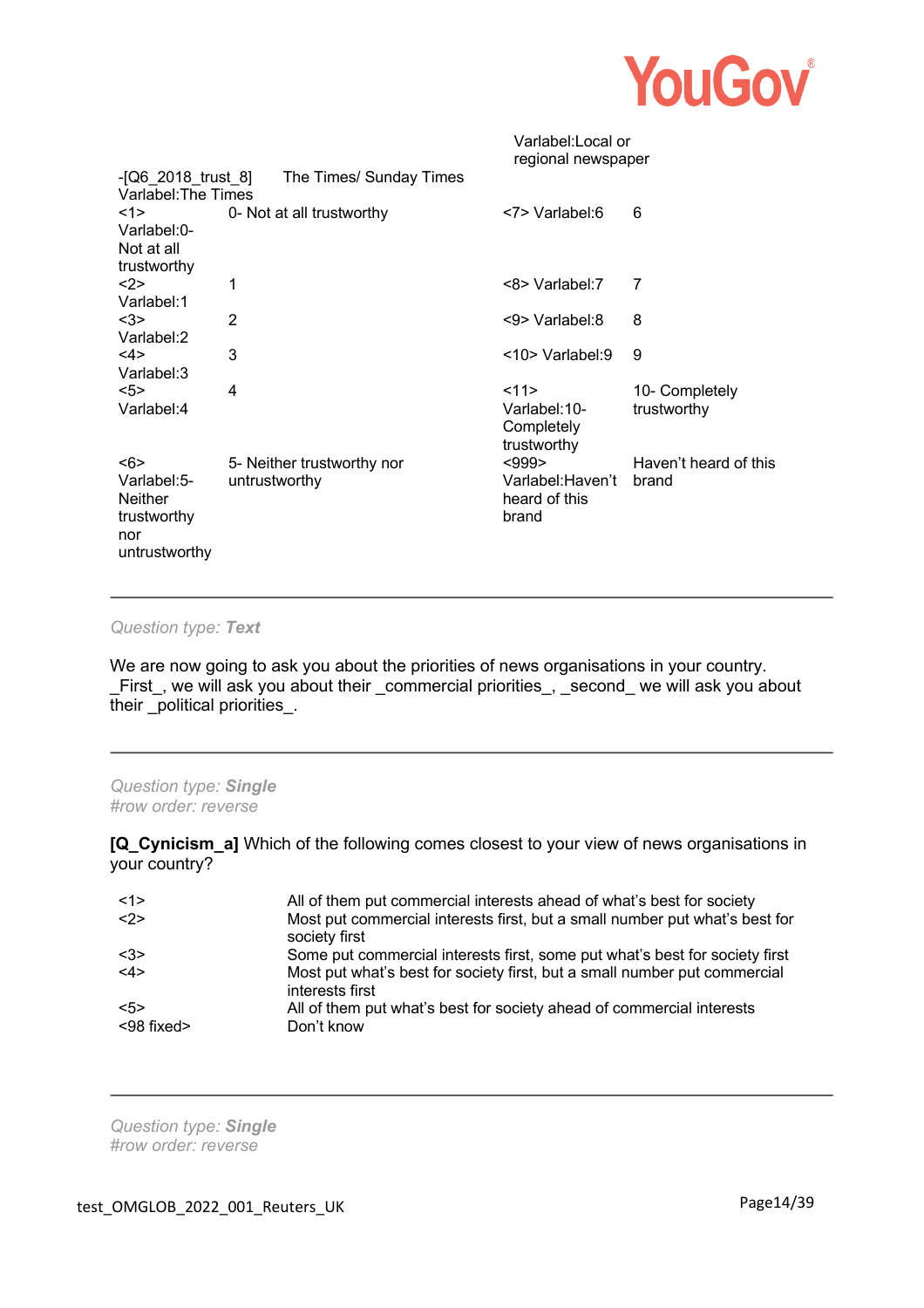Varlabel:Local or regional newspaper

-[Q6_2018_trust_8] Varlabel:The Times — The Times/ Sunday Times

| | | | |
|---|---|---|---|
| <1> Varlabel:0- Not at all trustworthy | 0- Not at all trustworthy | <7> Varlabel:6 | 6 |
| <2> Varlabel:1 | 1 | <8> Varlabel:7 | 7 |
| <3> Varlabel:2 | 2 | <9> Varlabel:8 | 8 |
| <4> Varlabel:3 | 3 | <10> Varlabel:9 | 9 |
| <5> Varlabel:4 | 4 | <11> Varlabel:10- Completely trustworthy | 10- Completely trustworthy |
| <6> Varlabel:5- Neither trustworthy nor untrustworthy | 5- Neither trustworthy nor untrustworthy | <999> Varlabel:Haven't heard of this brand | Haven't heard of this brand |

---

*Question type: **Text***

We are now going to ask you about the priorities of news organisations in your country. _First_, we will ask you about their _commercial priorities_, _second_ we will ask you about their _political priorities_.

---

*Question type: **Single***
*#row order: reverse*

**[Q_Cynicism_a]** Which of the following comes closest to your view of news organisations in your country?

| | |
|---|---|
| <1> | All of them put commercial interests ahead of what's best for society |
| <2> | Most put commercial interests first, but a small number put what's best for society first |
| <3> | Some put commercial interests first, some put what's best for society first |
| <4> | Most put what's best for society first, but a small number put commercial interests first |
| <5> | All of them put what's best for society ahead of commercial interests |
| <98 fixed> | Don't know |

---

*Question type: **Single***
*#row order: reverse*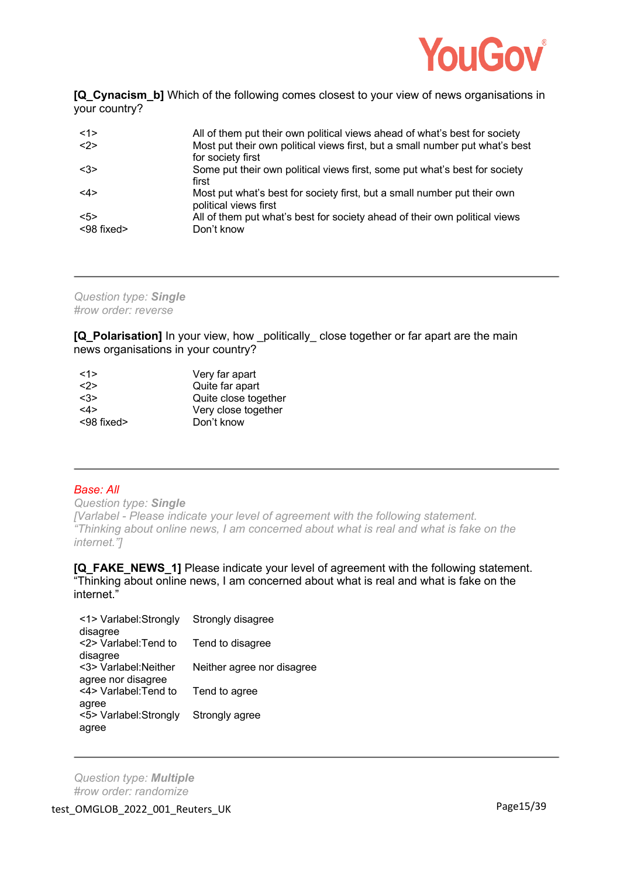**[Q_Cynacism_b]** Which of the following comes closest to your view of news organisations in your country?

| | |
|---|---|
| <1> | All of them put their own political views ahead of what's best for society |
| <2> | Most put their own political views first, but a small number put what's best for society first |
| <3> | Some put their own political views first, some put what's best for society first |
| <4> | Most put what's best for society first, but a small number put their own political views first |
| <5> | All of them put what's best for society ahead of their own political views |
| <98 fixed> | Don't know |

---

*Question type: **Single***
*#row order: reverse*

**[Q_Polarisation]** In your view, how _politically_ close together or far apart are the main news organisations in your country?

| | |
|---|---|
| <1> | Very far apart |
| <2> | Quite far apart |
| <3> | Quite close together |
| <4> | Very close together |
| <98 fixed> | Don't know |

---

*Base: All*
*Question type: **Single***
*[Varlabel - Please indicate your level of agreement with the following statement. "Thinking about online news, I am concerned about what is real and what is fake on the internet."]*

**[Q_FAKE_NEWS_1]** Please indicate your level of agreement with the following statement. "Thinking about online news, I am concerned about what is real and what is fake on the internet."

| | |
|---|---|
| <1> Varlabel:Strongly disagree | Strongly disagree |
| <2> Varlabel:Tend to disagree | Tend to disagree |
| <3> Varlabel:Neither agree nor disagree | Neither agree nor disagree |
| <4> Varlabel:Tend to agree | Tend to agree |
| <5> Varlabel:Strongly agree | Strongly agree |

---

*Question type: **Multiple***
*#row order: randomize*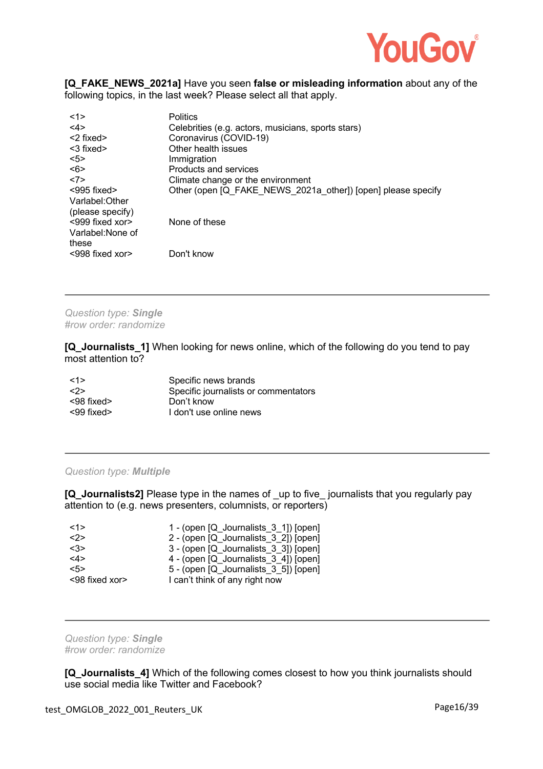**[Q_FAKE_NEWS_2021a]** Have you seen **false or misleading information** about any of the following topics, in the last week? Please select all that apply.

| | |
|---|---|
| <1> | Politics |
| <4> | Celebrities (e.g. actors, musicians, sports stars) |
| <2 fixed> | Coronavirus (COVID-19) |
| <3 fixed> | Other health issues |
| <5> | Immigration |
| <6> | Products and services |
| <7> | Climate change or the environment |
| <995 fixed> Varlabel:Other (please specify) | Other (open [Q_FAKE_NEWS_2021a_other]) [open] please specify |
| <999 fixed xor> Varlabel:None of these | None of these |
| <998 fixed xor> | Don't know |

---

*Question type: **Single***
*#row order: randomize*

**[Q_Journalists_1]** When looking for news online, which of the following do you tend to pay most attention to?

| | |
|---|---|
| <1> | Specific news brands |
| <2> | Specific journalists or commentators |
| <98 fixed> | Don't know |
| <99 fixed> | I don't use online news |

---

*Question type: **Multiple***

**[Q_Journalists2]** Please type in the names of _up to five_ journalists that you regularly pay attention to (e.g. news presenters, columnists, or reporters)

| | |
|---|---|
| <1> | 1 - (open [Q_Journalists_3_1]) [open] |
| <2> | 2 - (open [Q_Journalists_3_2]) [open] |
| <3> | 3 - (open [Q_Journalists_3_3]) [open] |
| <4> | 4 - (open [Q_Journalists_3_4]) [open] |
| <5> | 5 - (open [Q_Journalists_3_5]) [open] |
| <98 fixed xor> | I can't think of any right now |

---

*Question type: **Single***
*#row order: randomize*

**[Q_Journalists_4]** Which of the following comes closest to how you think journalists should use social media like Twitter and Facebook?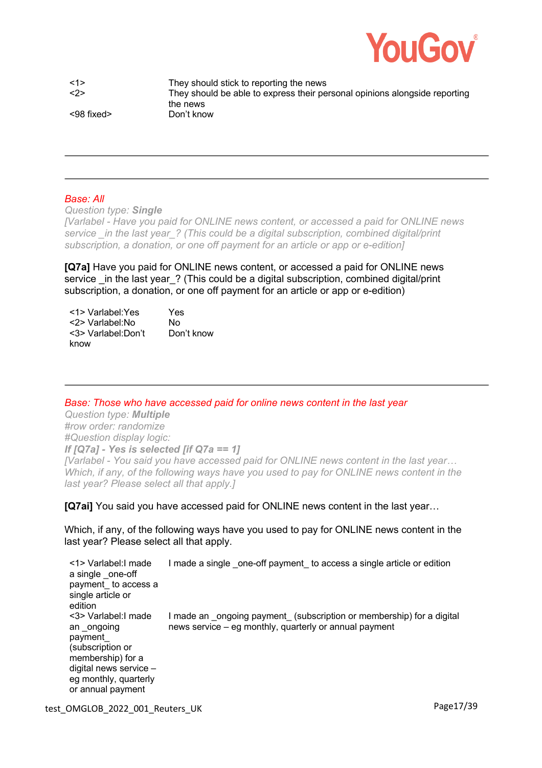| | |
|---|---|
| <1> | They should stick to reporting the news |
| <2> | They should be able to express their personal opinions alongside reporting the news |
| <98 fixed> | Don't know |

---

---

*Base: All*

*Question type: **Single***

*[Varlabel - Have you paid for ONLINE news content, or accessed a paid for ONLINE news service _in the last year_? (This could be a digital subscription, combined digital/print subscription, a donation, or one off payment for an article or app or e-edition)]*

**[Q7a]** Have you paid for ONLINE news content, or accessed a paid for ONLINE news service _in the last year_? (This could be a digital subscription, combined digital/print subscription, a donation, or one off payment for an article or app or e-edition)

| | |
|---|---|
| <1> Varlabel:Yes | Yes |
| <2> Varlabel:No | No |
| <3> Varlabel:Don't know | Don't know |

---

*Base: Those who have accessed paid for online news content in the last year*

*Question type: **Multiple***

*#row order: randomize*

*#Question display logic:*

***If [Q7a] - Yes is selected [if Q7a == 1]***

*[Varlabel - You said you have accessed paid for ONLINE news content in the last year… Which, if any, of the following ways have you used to pay for ONLINE news content in the last year? Please select all that apply.]*

**[Q7ai]** You said you have accessed paid for ONLINE news content in the last year…

Which, if any, of the following ways have you used to pay for ONLINE news content in the last year? Please select all that apply.

| | |
|---|---|
| <1> Varlabel:I made a single _one-off payment_ to access a single article or edition | I made a single _one-off payment_ to access a single article or edition |
| <3> Varlabel:I made an _ongoing payment_ (subscription or membership) for a digital news service – eg monthly, quarterly or annual payment | I made an _ongoing payment_ (subscription or membership) for a digital news service – eg monthly, quarterly or annual payment |

test_OMGLOB_2022_001_Reuters_UK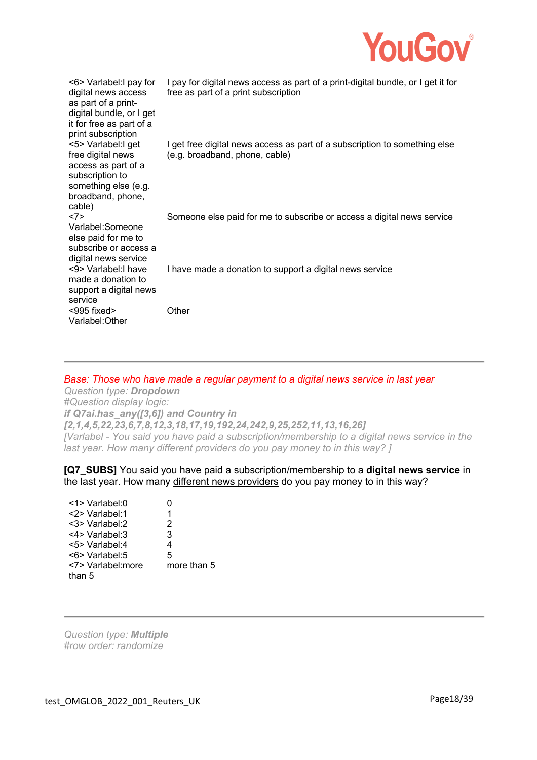| | |
|---|---|
| <6> Varlabel:I pay for digital news access as part of a print-digital bundle, or I get it for free as part of a print subscription | I pay for digital news access as part of a print-digital bundle, or I get it for free as part of a print subscription |
| <5> Varlabel:I get free digital news access as part of a subscription to something else (e.g. broadband, phone, cable) | I get free digital news access as part of a subscription to something else (e.g. broadband, phone, cable) |
| <7> Varlabel:Someone else paid for me to subscribe or access a digital news service | Someone else paid for me to subscribe or access a digital news service |
| <9> Varlabel:I have made a donation to support a digital news service | I have made a donation to support a digital news service |
| <995 fixed> Varlabel:Other | Other |

---

*Base: Those who have made a regular payment to a digital news service in last year*
*Question type: **Dropdown***
*#Question display logic:*
***if Q7ai.has_any([3,6]) and Country in [2,1,4,5,22,23,6,7,8,12,3,18,17,19,192,24,242,9,25,252,11,13,16,26]***
*[Varlabel - You said you have paid a subscription/membership to a digital news service in the last year. How many different providers do you pay money to in this way? ]*

**[Q7_SUBS]** You said you have paid a subscription/membership to a **digital news service** in the last year. How many <u>different news providers</u> do you pay money to in this way?

| | |
|---|---|
| <1> Varlabel:0 | 0 |
| <2> Varlabel:1 | 1 |
| <3> Varlabel:2 | 2 |
| <4> Varlabel:3 | 3 |
| <5> Varlabel:4 | 4 |
| <6> Varlabel:5 | 5 |
| <7> Varlabel:more than 5 | more than 5 |

---

*Question type: **Multiple***
*#row order: randomize*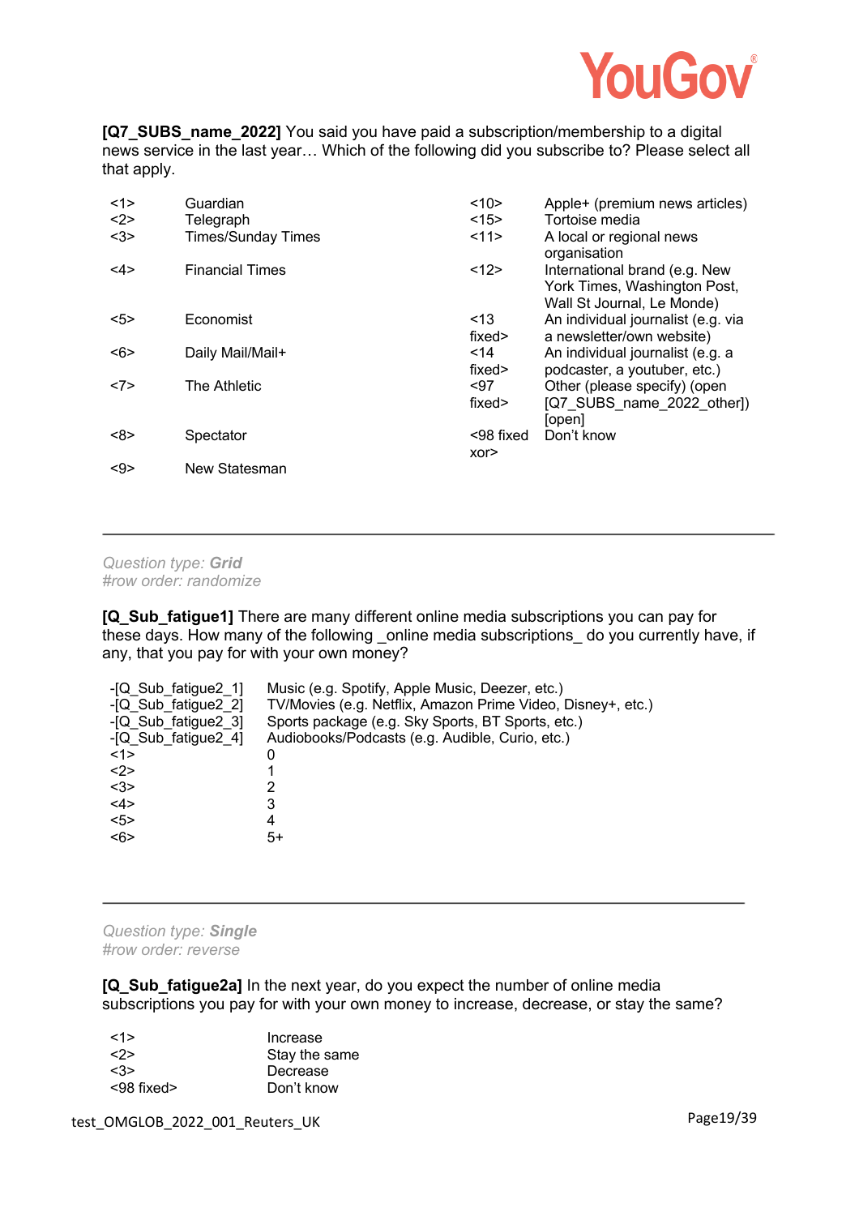**[Q7_SUBS_name_2022]** You said you have paid a subscription/membership to a digital news service in the last year… Which of the following did you subscribe to? Please select all that apply.

| | | | |
|---|---|---|---|
| <1> | Guardian | <10> | Apple+ (premium news articles) |
| <2> | Telegraph | <15> | Tortoise media |
| <3> | Times/Sunday Times | <11> | A local or regional news organisation |
| <4> | Financial Times | <12> | International brand (e.g. New York Times, Washington Post, Wall St Journal, Le Monde) |
| <5> | Economist | <13 fixed> | An individual journalist (e.g. via a newsletter/own website) |
| <6> | Daily Mail/Mail+ | <14 fixed> | An individual journalist (e.g. a podcaster, a youtuber, etc.) |
| <7> | The Athletic | <97 fixed> | Other (please specify) (open [Q7_SUBS_name_2022_other]) [open] |
| <8> | Spectator | <98 fixed xor> | Don't know |
| <9> | New Statesman | | |

---

*Question type: **Grid***
*#row order: randomize*

**[Q_Sub_fatigue1]** There are many different online media subscriptions you can pay for these days. How many of the following _online media subscriptions_ do you currently have, if any, that you pay for with your own money?

| | |
|---|---|
| -[Q_Sub_fatigue2_1] | Music (e.g. Spotify, Apple Music, Deezer, etc.) |
| -[Q_Sub_fatigue2_2] | TV/Movies (e.g. Netflix, Amazon Prime Video, Disney+, etc.) |
| -[Q_Sub_fatigue2_3] | Sports package (e.g. Sky Sports, BT Sports, etc.) |
| -[Q_Sub_fatigue2_4] | Audiobooks/Podcasts (e.g. Audible, Curio, etc.) |
| <1> | 0 |
| <2> | 1 |
| <3> | 2 |
| <4> | 3 |
| <5> | 4 |
| <6> | 5+ |

---

*Question type: **Single***
*#row order: reverse*

**[Q_Sub_fatigue2a]** In the next year, do you expect the number of online media subscriptions you pay for with your own money to increase, decrease, or stay the same?

| | |
|---|---|
| <1> | Increase |
| <2> | Stay the same |
| <3> | Decrease |
| <98 fixed> | Don't know |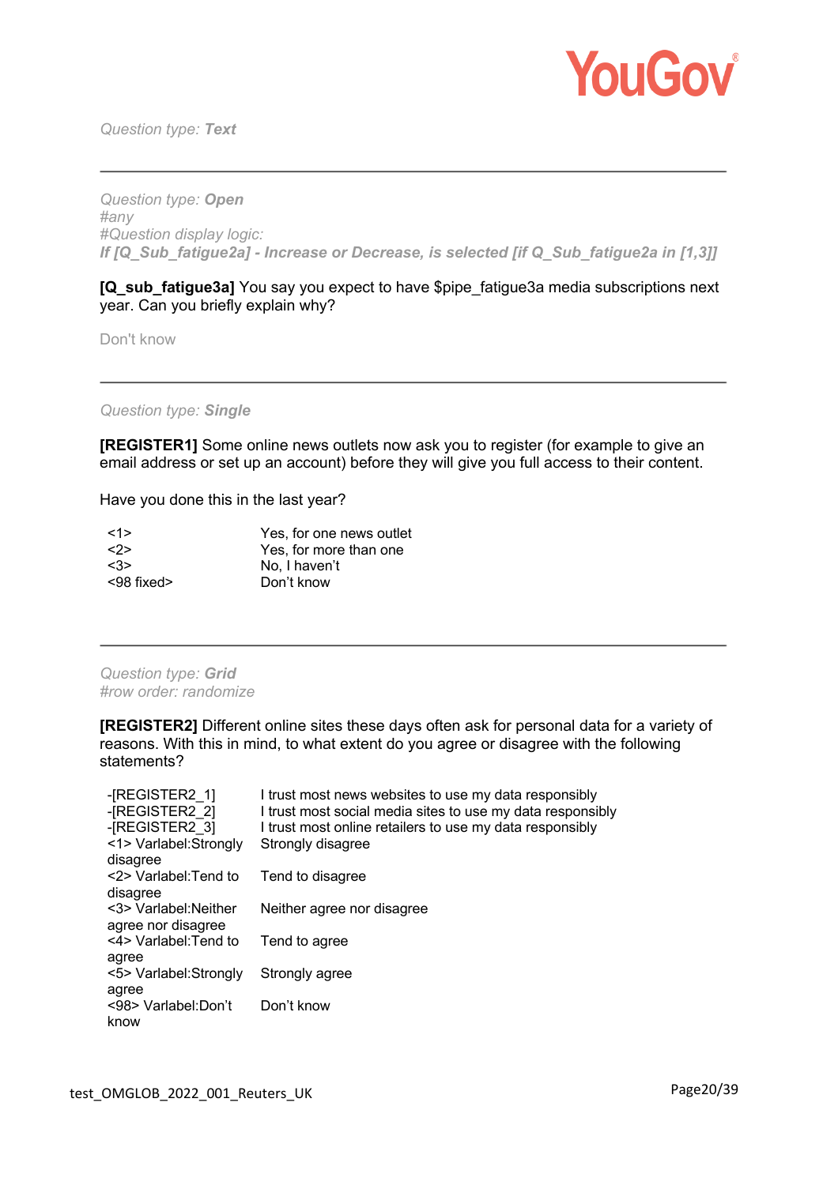*Question type: **Text***

---

*Question type: **Open***
*#any*
*#Question display logic:*
***If [Q_Sub_fatigue2a] - Increase or Decrease, is selected [if Q_Sub_fatigue2a in [1,3]]***

**[Q_sub_fatigue3a]** You say you expect to have $pipe_fatigue3a media subscriptions next year. Can you briefly explain why?

Don't know

---

*Question type: **Single***

**[REGISTER1]** Some online news outlets now ask you to register (for example to give an email address or set up an account) before they will give you full access to their content.

Have you done this in the last year?

| | |
|---|---|
| <1> | Yes, for one news outlet |
| <2> | Yes, for more than one |
| <3> | No, I haven't |
| <98 fixed> | Don't know |

---

*Question type: **Grid***
*#row order: randomize*

**[REGISTER2]** Different online sites these days often ask for personal data for a variety of reasons. With this in mind, to what extent do you agree or disagree with the following statements?

| | |
|---|---|
| -[REGISTER2_1] | I trust most news websites to use my data responsibly |
| -[REGISTER2_2] | I trust most social media sites to use my data responsibly |
| -[REGISTER2_3] | I trust most online retailers to use my data responsibly |
| <1> Varlabel:Strongly disagree | Strongly disagree |
| <2> Varlabel:Tend to disagree | Tend to disagree |
| <3> Varlabel:Neither agree nor disagree | Neither agree nor disagree |
| <4> Varlabel:Tend to agree | Tend to agree |
| <5> Varlabel:Strongly agree | Strongly agree |
| <98> Varlabel:Don't know | Don't know |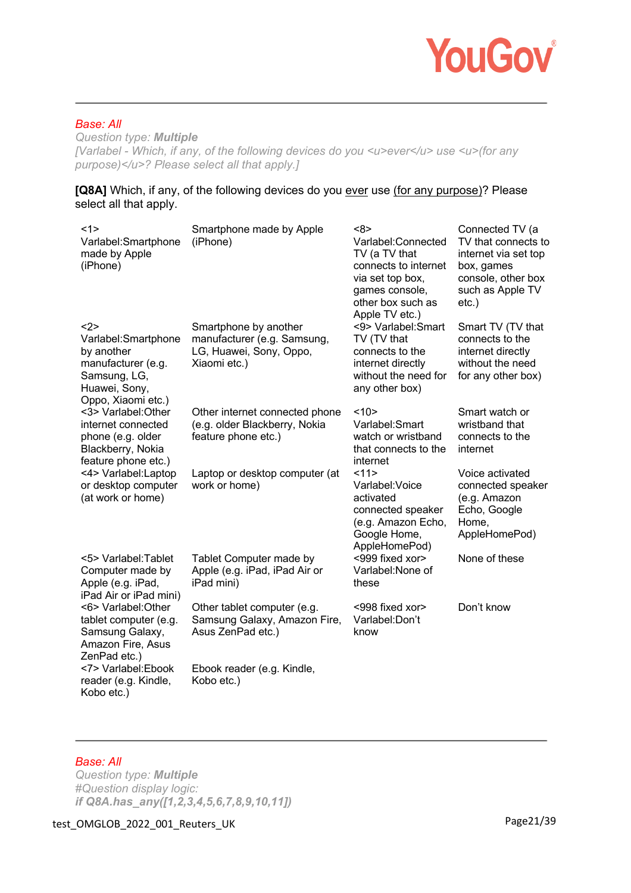*Base: All*

*Question type:* ***Multiple***

*[Varlabel - Which, if any, of the following devices do you <u>ever</u> use <u>(for any purpose)</u>? Please select all that apply.]*

**[Q8A]** Which, if any, of the following devices do you ever use (for any purpose)? Please select all that apply.

| | | | |
|---|---|---|---|
| <1> Varlabel:Smartphone made by Apple (iPhone) | Smartphone made by Apple (iPhone) | <8> Varlabel:Connected TV (a TV that connects to internet via set top box, games console, other box such as Apple TV etc.) | Connected TV (a TV that connects to internet via set top box, games console, other box such as Apple TV etc.) |
| <2> Varlabel:Smartphone by another manufacturer (e.g. Samsung, LG, Huawei, Sony, Oppo, Xiaomi etc.) | Smartphone by another manufacturer (e.g. Samsung, LG, Huawei, Sony, Oppo, Xiaomi etc.) | <9> Varlabel:Smart TV (TV that connects to the internet directly without the need for any other box) | Smart TV (TV that connects to the internet directly without the need for any other box) |
| <3> Varlabel:Other internet connected phone (e.g. older Blackberry, Nokia feature phone etc.) | Other internet connected phone (e.g. older Blackberry, Nokia feature phone etc.) | <10> Varlabel:Smart watch or wristband that connects to the internet | Smart watch or wristband that connects to the internet |
| <4> Varlabel:Laptop or desktop computer (at work or home) | Laptop or desktop computer (at work or home) | <11> Varlabel:Voice activated connected speaker (e.g. Amazon Echo, Google Home, AppleHomePod) | Voice activated connected speaker (e.g. Amazon Echo, Google Home, AppleHomePod) |
| <5> Varlabel:Tablet Computer made by Apple (e.g. iPad, iPad Air or iPad mini) | Tablet Computer made by Apple (e.g. iPad, iPad Air or iPad mini) | <999 fixed xor> Varlabel:None of these | None of these |
| <6> Varlabel:Other tablet computer (e.g. Samsung Galaxy, Amazon Fire, Asus ZenPad etc.) | Other tablet computer (e.g. Samsung Galaxy, Amazon Fire, Asus ZenPad etc.) | <998 fixed xor> Varlabel:Don't know | Don't know |
| <7> Varlabel:Ebook reader (e.g. Kindle, Kobo etc.) | Ebook reader (e.g. Kindle, Kobo etc.) | | |

---

*Base: All*

*Question type:* ***Multiple***

*#Question display logic:*

***if Q8A.has_any([1,2,3,4,5,6,7,8,9,10,11])***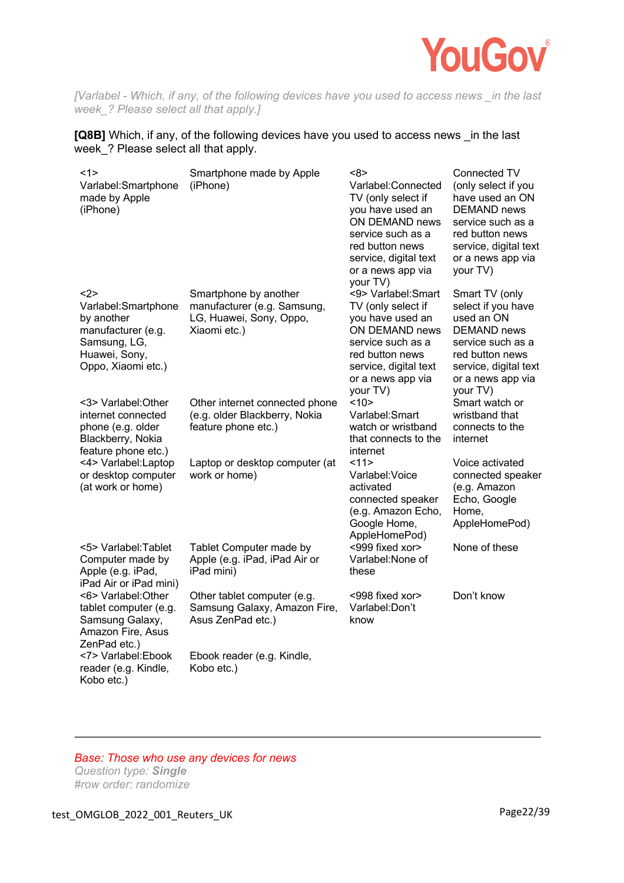*[Varlabel - Which, if any, of the following devices have you used to access news _in the last week_? Please select all that apply.]*

**[Q8B]** Which, if any, of the following devices have you used to access news _in the last week_? Please select all that apply.

| | | | |
|---|---|---|---|
| <1> Varlabel:Smartphone made by Apple (iPhone) | Smartphone made by Apple (iPhone) | <8> Varlabel:Connected TV (only select if you have used an ON DEMAND news service such as a red button news service, digital text or a news app via your TV) | Connected TV (only select if you have used an ON DEMAND news service such as a red button news service, digital text or a news app via your TV) |
| <2> Varlabel:Smartphone by another manufacturer (e.g. Samsung, LG, Huawei, Sony, Oppo, Xiaomi etc.) | Smartphone by another manufacturer (e.g. Samsung, LG, Huawei, Sony, Oppo, Xiaomi etc.) | <9> Varlabel:Smart TV (only select if you have used an ON DEMAND news service such as a red button news service, digital text or a news app via your TV) | Smart TV (only select if you have used an ON DEMAND news service such as a red button news service, digital text or a news app via your TV) |
| <3> Varlabel:Other internet connected phone (e.g. older Blackberry, Nokia feature phone etc.) | Other internet connected phone (e.g. older Blackberry, Nokia feature phone etc.) | <10> Varlabel:Smart watch or wristband that connects to the internet | Smart watch or wristband that connects to the internet |
| <4> Varlabel:Laptop or desktop computer (at work or home) | Laptop or desktop computer (at work or home) | <11> Varlabel:Voice activated connected speaker (e.g. Amazon Echo, Google Home, AppleHomePod) | Voice activated connected speaker (e.g. Amazon Echo, Google Home, AppleHomePod) |
| <5> Varlabel:Tablet Computer made by Apple (e.g. iPad, iPad Air or iPad mini) | Tablet Computer made by Apple (e.g. iPad, iPad Air or iPad mini) | <999 fixed xor> Varlabel:None of these | None of these |
| <6> Varlabel:Other tablet computer (e.g. Samsung Galaxy, Amazon Fire, Asus ZenPad etc.) | Other tablet computer (e.g. Samsung Galaxy, Amazon Fire, Asus ZenPad etc.) | <998 fixed xor> Varlabel:Don't know | Don't know |
| <7> Varlabel:Ebook reader (e.g. Kindle, Kobo etc.) | Ebook reader (e.g. Kindle, Kobo etc.) | | |

---

*Base: Those who use any devices for news*
*Question type: **Single***
*#row order: randomize*

test_OMGLOB_2022_001_Reuters_UK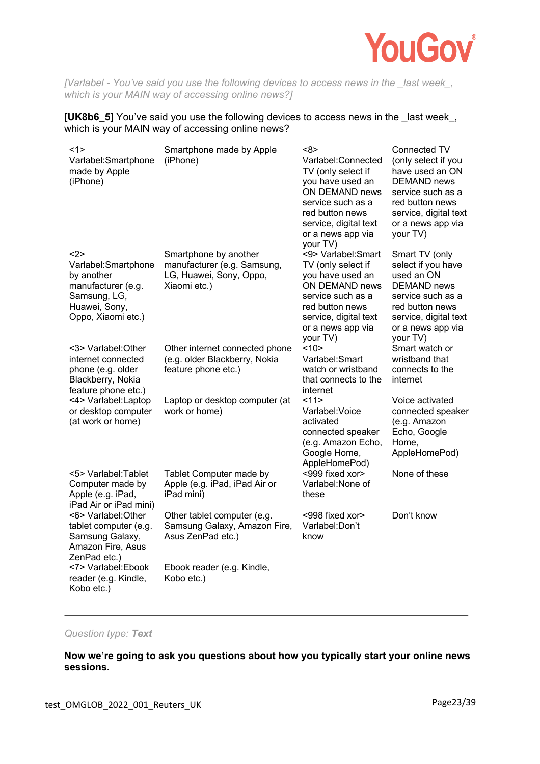*[Varlabel - You've said you use the following devices to access news in the _last week_, which is your MAIN way of accessing online news?]*

**[UK8b6_5]** You've said you use the following devices to access news in the _last week_, which is your MAIN way of accessing online news?

| | | | |
|---|---|---|---|
| <1> Varlabel:Smartphone made by Apple (iPhone) | Smartphone made by Apple (iPhone) | <8> Varlabel:Connected TV (only select if you have used an ON DEMAND news service such as a red button news service, digital text or a news app via your TV) | Connected TV (only select if you have used an ON DEMAND news service such as a red button news service, digital text or a news app via your TV) |
| <2> Varlabel:Smartphone by another manufacturer (e.g. Samsung, LG, Huawei, Sony, Oppo, Xiaomi etc.) | Smartphone by another manufacturer (e.g. Samsung, LG, Huawei, Sony, Oppo, Xiaomi etc.) | <9> Varlabel:Smart TV (only select if you have used an ON DEMAND news service such as a red button news service, digital text or a news app via your TV) | Smart TV (only select if you have used an ON DEMAND news service such as a red button news service, digital text or a news app via your TV) |
| <3> Varlabel:Other internet connected phone (e.g. older Blackberry, Nokia feature phone etc.) | Other internet connected phone (e.g. older Blackberry, Nokia feature phone etc.) | <10> Varlabel:Smart watch or wristband that connects to the internet | Smart watch or wristband that connects to the internet |
| <4> Varlabel:Laptop or desktop computer (at work or home) | Laptop or desktop computer (at work or home) | <11> Varlabel:Voice activated connected speaker (e.g. Amazon Echo, Google Home, AppleHomePod) | Voice activated connected speaker (e.g. Amazon Echo, Google Home, AppleHomePod) |
| <5> Varlabel:Tablet Computer made by Apple (e.g. iPad, iPad Air or iPad mini) | Tablet Computer made by Apple (e.g. iPad, iPad Air or iPad mini) | <999 fixed xor> Varlabel:None of these | None of these |
| <6> Varlabel:Other tablet computer (e.g. Samsung Galaxy, Amazon Fire, Asus ZenPad etc.) | Other tablet computer (e.g. Samsung Galaxy, Amazon Fire, Asus ZenPad etc.) | <998 fixed xor> Varlabel:Don't know | Don't know |
| <7> Varlabel:Ebook reader (e.g. Kindle, Kobo etc.) | Ebook reader (e.g. Kindle, Kobo etc.) | | |

---

*Question type:* ***Text***

**Now we're going to ask you questions about how you typically start your online news sessions.**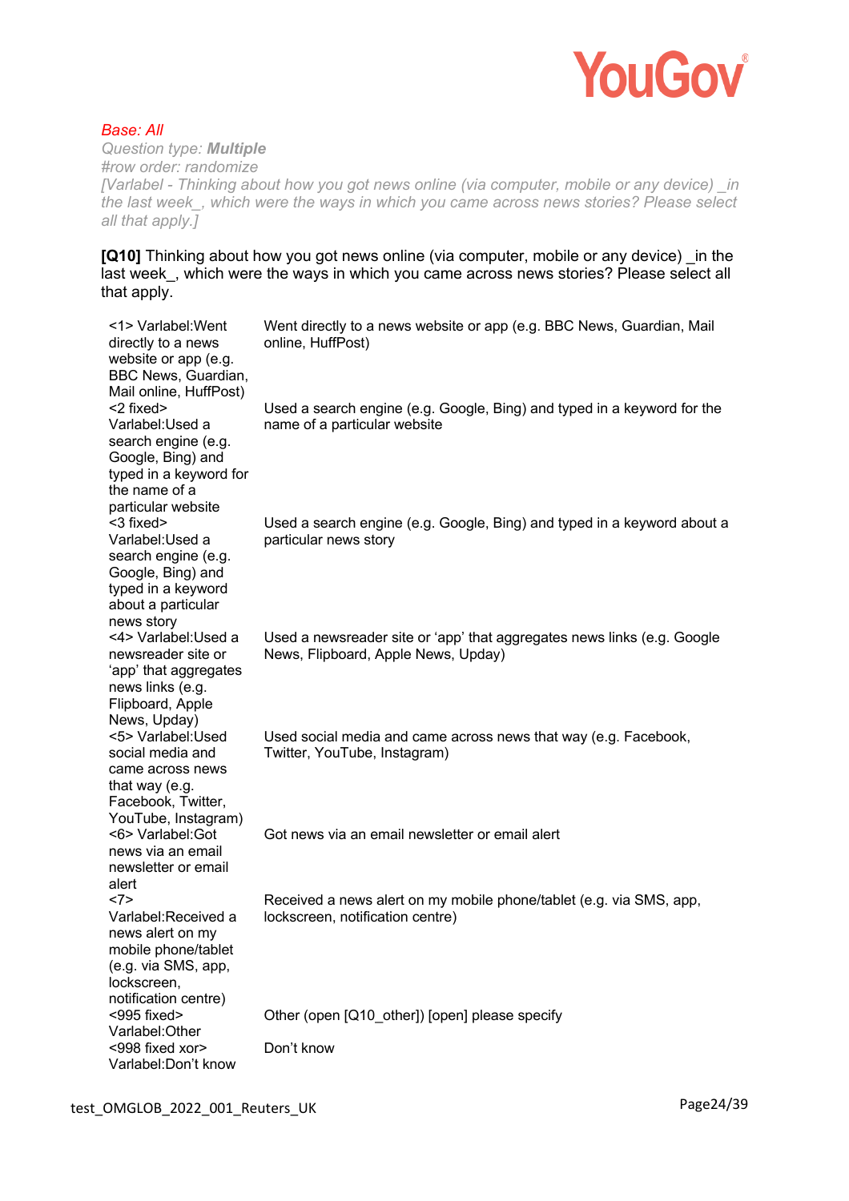*Base: All*
*Question type: **Multiple***
*#row order: randomize*
*[Varlabel - Thinking about how you got news online (via computer, mobile or any device) _in the last week_, which were the ways in which you came across news stories? Please select all that apply.]*

**[Q10]** Thinking about how you got news online (via computer, mobile or any device) _in the last week_, which were the ways in which you came across news stories? Please select all that apply.

| | |
|---|---|
| <1> Varlabel:Went directly to a news website or app (e.g. BBC News, Guardian, Mail online, HuffPost) | Went directly to a news website or app (e.g. BBC News, Guardian, Mail online, HuffPost) |
| <2 fixed> Varlabel:Used a search engine (e.g. Google, Bing) and typed in a keyword for the name of a particular website | Used a search engine (e.g. Google, Bing) and typed in a keyword for the name of a particular website |
| <3 fixed> Varlabel:Used a search engine (e.g. Google, Bing) and typed in a keyword about a particular news story | Used a search engine (e.g. Google, Bing) and typed in a keyword about a particular news story |
| <4> Varlabel:Used a newsreader site or 'app' that aggregates news links (e.g. Flipboard, Apple News, Upday) | Used a newsreader site or 'app' that aggregates news links (e.g. Google News, Flipboard, Apple News, Upday) |
| <5> Varlabel:Used social media and came across news that way (e.g. Facebook, Twitter, YouTube, Instagram) | Used social media and came across news that way (e.g. Facebook, Twitter, YouTube, Instagram) |
| <6> Varlabel:Got news via an email newsletter or email alert | Got news via an email newsletter or email alert |
| <7> Varlabel:Received a news alert on my mobile phone/tablet (e.g. via SMS, app, lockscreen, notification centre) | Received a news alert on my mobile phone/tablet (e.g. via SMS, app, lockscreen, notification centre) |
| <995 fixed> Varlabel:Other | Other (open [Q10_other]) [open] please specify |
| <998 fixed xor> Varlabel:Don't know | Don't know |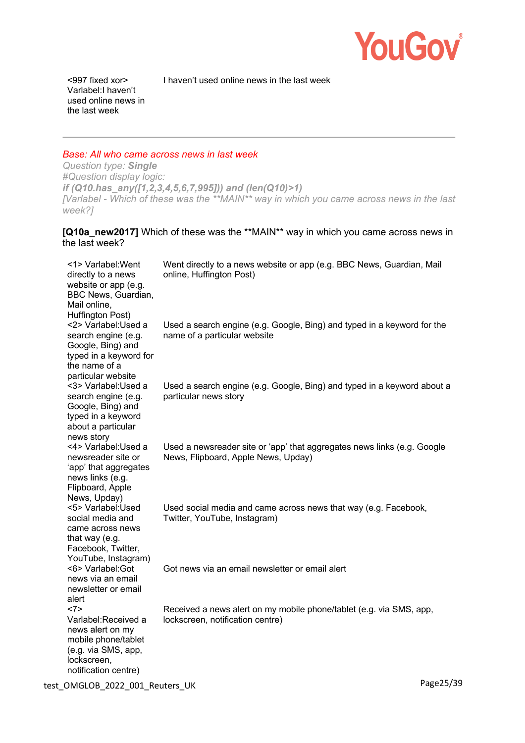| | |
|---|---|
| <997 fixed xor> Varlabel:I haven't used online news in the last week | I haven't used online news in the last week |

---

*Base: All who came across news in last week*

*Question type: **Single***

*#Question display logic:*

***if (Q10.has_any([1,2,3,4,5,6,7,995])) and (len(Q10)>1)***

*[Varlabel - Which of these was the **MAIN** way in which you came across news in the last week?]*

**[Q10a_new2017]** Which of these was the **MAIN** way in which you came across news in the last week?

| | |
|---|---|
| <1> Varlabel:Went directly to a news website or app (e.g. BBC News, Guardian, Mail online, Huffington Post) | Went directly to a news website or app (e.g. BBC News, Guardian, Mail online, Huffington Post) |
| <2> Varlabel:Used a search engine (e.g. Google, Bing) and typed in a keyword for the name of a particular website | Used a search engine (e.g. Google, Bing) and typed in a keyword for the name of a particular website |
| <3> Varlabel:Used a search engine (e.g. Google, Bing) and typed in a keyword about a particular news story | Used a search engine (e.g. Google, Bing) and typed in a keyword about a particular news story |
| <4> Varlabel:Used a newsreader site or 'app' that aggregates news links (e.g. Flipboard, Apple News, Upday) | Used a newsreader site or 'app' that aggregates news links (e.g. Google News, Flipboard, Apple News, Upday) |
| <5> Varlabel:Used social media and came across news that way (e.g. Facebook, Twitter, YouTube, Instagram) | Used social media and came across news that way (e.g. Facebook, Twitter, YouTube, Instagram) |
| <6> Varlabel:Got news via an email newsletter or email alert | Got news via an email newsletter or email alert |
| <7> Varlabel:Received a news alert on my mobile phone/tablet (e.g. via SMS, app, lockscreen, notification centre) | Received a news alert on my mobile phone/tablet (e.g. via SMS, app, lockscreen, notification centre) |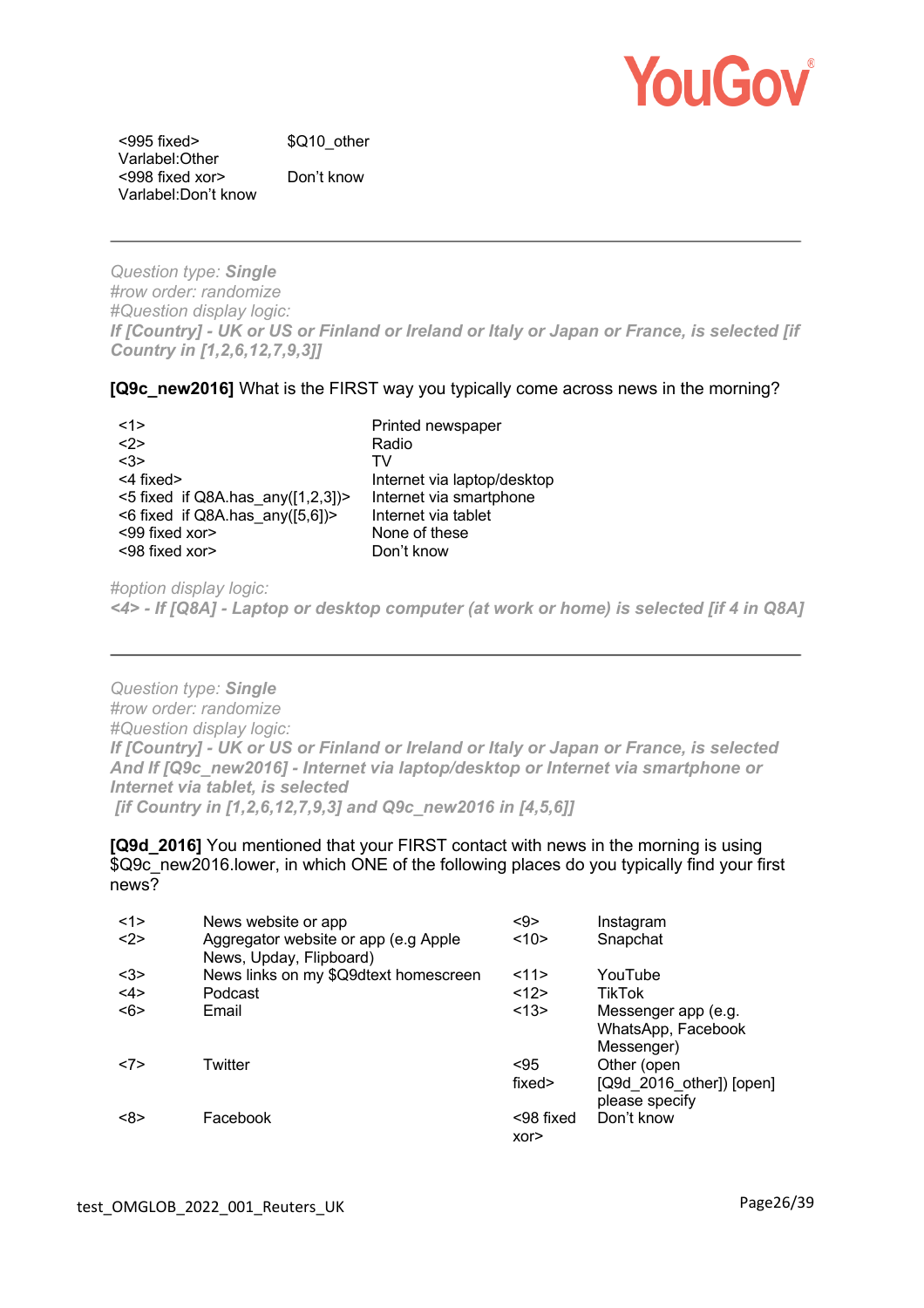| | |
|---|---|
| <995 fixed> Varlabel:Other | $Q10_other |
| <998 fixed xor> Varlabel:Don't know | Don't know |

---

*Question type: **Single***
*#row order: randomize*
*#Question display logic:*
***If [Country] - UK or US or Finland or Ireland or Italy or Japan or France, is selected [if Country in [1,2,6,12,7,9,3]]***

**[Q9c_new2016]** What is the FIRST way you typically come across news in the morning?

| | |
|---|---|
| <1> | Printed newspaper |
| <2> | Radio |
| <3> | TV |
| <4 fixed> | Internet via laptop/desktop |
| <5 fixed if Q8A.has_any([1,2,3])> | Internet via smartphone |
| <6 fixed if Q8A.has_any([5,6])> | Internet via tablet |
| <99 fixed xor> | None of these |
| <98 fixed xor> | Don't know |

*#option display logic:*
***<4> - If [Q8A] - Laptop or desktop computer (at work or home) is selected [if 4 in Q8A]***

---

*Question type: **Single***
*#row order: randomize*
*#Question display logic:*
***If [Country] - UK or US or Finland or Ireland or Italy or Japan or France, is selected And If [Q9c_new2016] - Internet via laptop/desktop or Internet via smartphone or Internet via tablet, is selected***
***[if Country in [1,2,6,12,7,9,3] and Q9c_new2016 in [4,5,6]]***

**[Q9d_2016]** You mentioned that your FIRST contact with news in the morning is using $Q9c_new2016.lower, in which ONE of the following places do you typically find your first news?

| | | | |
|---|---|---|---|
| <1> | News website or app | <9> | Instagram |
| <2> | Aggregator website or app (e.g Apple News, Upday, Flipboard) | <10> | Snapchat |
| <3> | News links on my $Q9dtext homescreen | <11> | YouTube |
| <4> | Podcast | <12> | TikTok |
| <6> | Email | <13> | Messenger app (e.g. WhatsApp, Facebook Messenger) |
| <7> | Twitter | <95 fixed> | Other (open [Q9d_2016_other]) [open] please specify |
| <8> | Facebook | <98 fixed xor> | Don't know |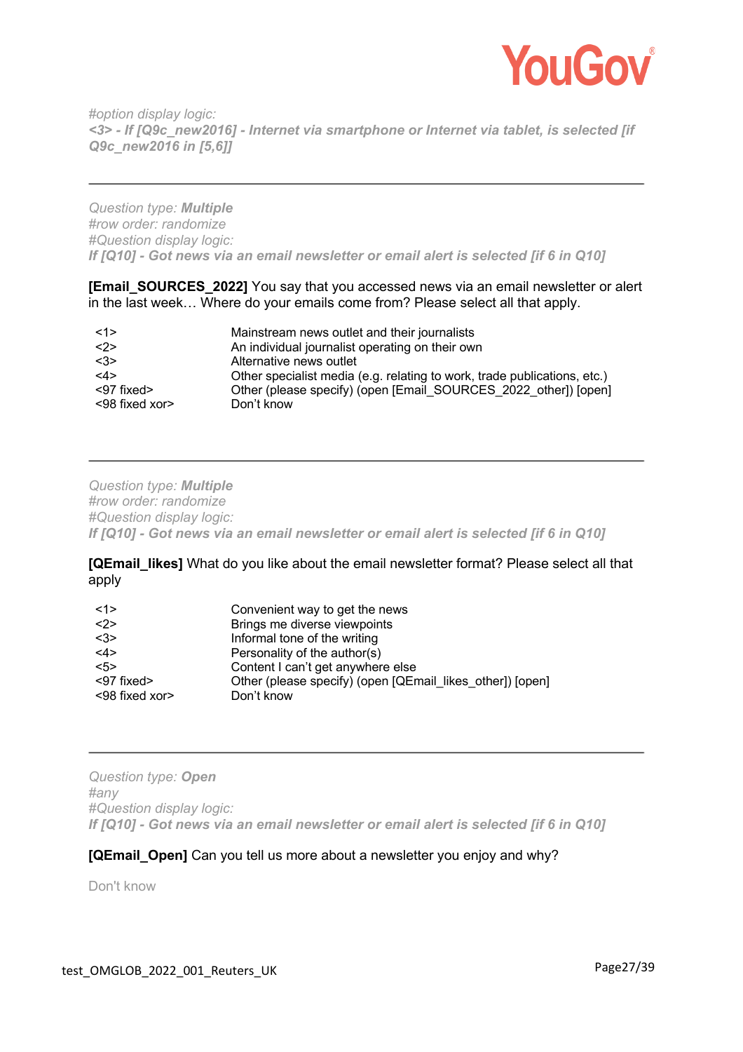*#option display logic:*
***<3> - If [Q9c_new2016] - Internet via smartphone or Internet via tablet, is selected [if Q9c_new2016 in [5,6]]***

---

*Question type:* ***Multiple***
*#row order: randomize*
*#Question display logic:*
***If [Q10] - Got news via an email newsletter or email alert is selected [if 6 in Q10]***

**[Email_SOURCES_2022]** You say that you accessed news via an email newsletter or alert in the last week… Where do your emails come from? Please select all that apply.

| | |
|---|---|
| <1> | Mainstream news outlet and their journalists |
| <2> | An individual journalist operating on their own |
| <3> | Alternative news outlet |
| <4> | Other specialist media (e.g. relating to work, trade publications, etc.) |
| <97 fixed> | Other (please specify) (open [Email_SOURCES_2022_other]) [open] |
| <98 fixed xor> | Don't know |

---

*Question type:* ***Multiple***
*#row order: randomize*
*#Question display logic:*
***If [Q10] - Got news via an email newsletter or email alert is selected [if 6 in Q10]***

**[QEmail_likes]** What do you like about the email newsletter format? Please select all that apply

| | |
|---|---|
| <1> | Convenient way to get the news |
| <2> | Brings me diverse viewpoints |
| <3> | Informal tone of the writing |
| <4> | Personality of the author(s) |
| <5> | Content I can't get anywhere else |
| <97 fixed> | Other (please specify) (open [QEmail_likes_other]) [open] |
| <98 fixed xor> | Don't know |

---

*Question type:* ***Open***
*#any*
*#Question display logic:*
***If [Q10] - Got news via an email newsletter or email alert is selected [if 6 in Q10]***

**[QEmail_Open]** Can you tell us more about a newsletter you enjoy and why?

Don't know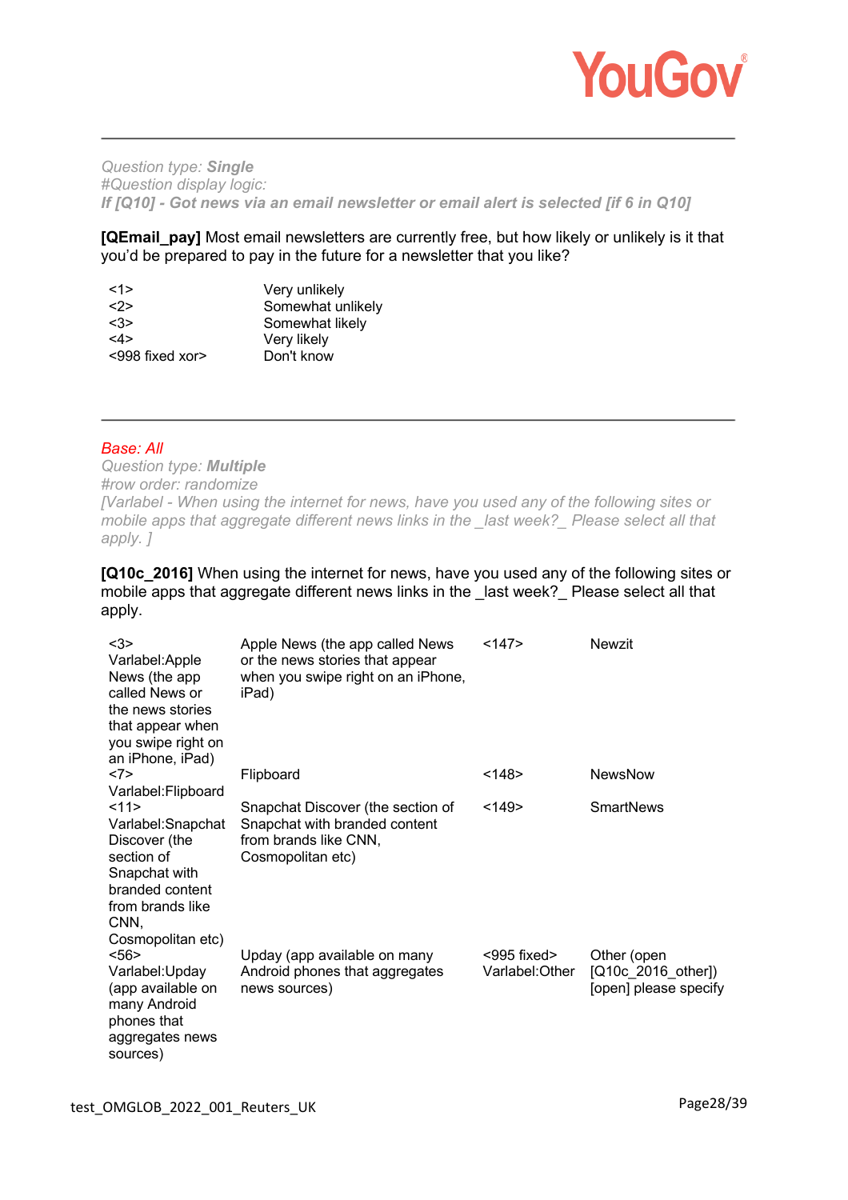*Question type: **Single***
*#Question display logic:*
***If [Q10] - Got news via an email newsletter or email alert is selected [if 6 in Q10]***

**[QEmail_pay]** Most email newsletters are currently free, but how likely or unlikely is it that you'd be prepared to pay in the future for a newsletter that you like?

| | |
|---|---|
| <1> | Very unlikely |
| <2> | Somewhat unlikely |
| <3> | Somewhat likely |
| <4> | Very likely |
| <998 fixed xor> | Don't know |

---

*Base: All*
*Question type: **Multiple***
*#row order: randomize*
*[Varlabel - When using the internet for news, have you used any of the following sites or mobile apps that aggregate different news links in the _last week?_ Please select all that apply. ]*

**[Q10c_2016]** When using the internet for news, have you used any of the following sites or mobile apps that aggregate different news links in the _last week?_ Please select all that apply.

| | | | |
|---|---|---|---|
| <3> Varlabel:Apple News (the app called News or the news stories that appear when you swipe right on an iPhone, iPad) | Apple News (the app called News or the news stories that appear when you swipe right on an iPhone, iPad) | <147> | Newzit |
| <7> Varlabel:Flipboard | Flipboard | <148> | NewsNow |
| <11> Varlabel:Snapchat Discover (the section of Snapchat with branded content from brands like CNN, Cosmopolitan etc) | Snapchat Discover (the section of Snapchat with branded content from brands like CNN, Cosmopolitan etc) | <149> | SmartNews |
| <56> Varlabel:Upday (app available on many Android phones that aggregates news sources) | Upday (app available on many Android phones that aggregates news sources) | <995 fixed> Varlabel:Other | Other (open [Q10c_2016_other]) [open] please specify |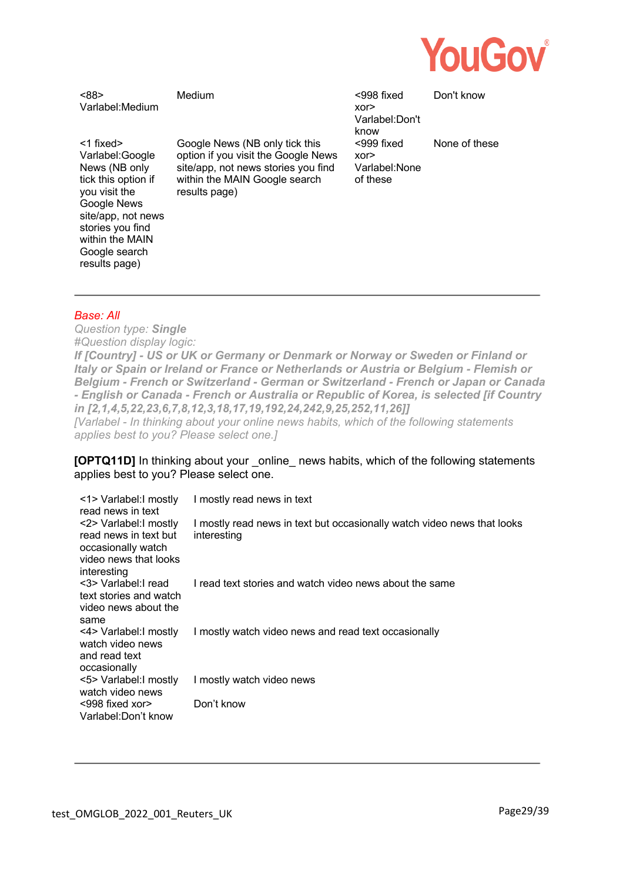| | | | |
|---|---|---|---|
| <88> Varlabel:Medium | Medium | <998 fixed xor> Varlabel:Don't know | Don't know |
| <1 fixed> Varlabel:Google News (NB only tick this option if you visit the Google News site/app, not news stories you find within the MAIN Google search results page) | Google News (NB only tick this option if you visit the Google News site/app, not news stories you find within the MAIN Google search results page) | <999 fixed xor> Varlabel:None of these | None of these |

---

*Base: All*

*Question type: **Single***

*#Question display logic:*

***If [Country] - US or UK or Germany or Denmark or Norway or Sweden or Finland or Italy or Spain or Ireland or France or Netherlands or Austria or Belgium - Flemish or Belgium - French or Switzerland - German or Switzerland - French or Japan or Canada - English or Canada - French or Australia or Republic of Korea, is selected [if Country in [2,1,4,5,22,23,6,7,8,12,3,18,17,19,192,24,242,9,25,252,11,26]]***

*[Varlabel - In thinking about your online news habits, which of the following statements applies best to you? Please select one.]*

**[OPTQ11D]** In thinking about your _online_ news habits, which of the following statements applies best to you? Please select one.

| | |
|---|---|
| <1> Varlabel:I mostly read news in text | I mostly read news in text |
| <2> Varlabel:I mostly read news in text but occasionally watch video news that looks interesting | I mostly read news in text but occasionally watch video news that looks interesting |
| <3> Varlabel:I read text stories and watch video news about the same | I read text stories and watch video news about the same |
| <4> Varlabel:I mostly watch video news and read text occasionally | I mostly watch video news and read text occasionally |
| <5> Varlabel:I mostly watch video news | I mostly watch video news |
| <998 fixed xor> Varlabel:Don't know | Don't know |

---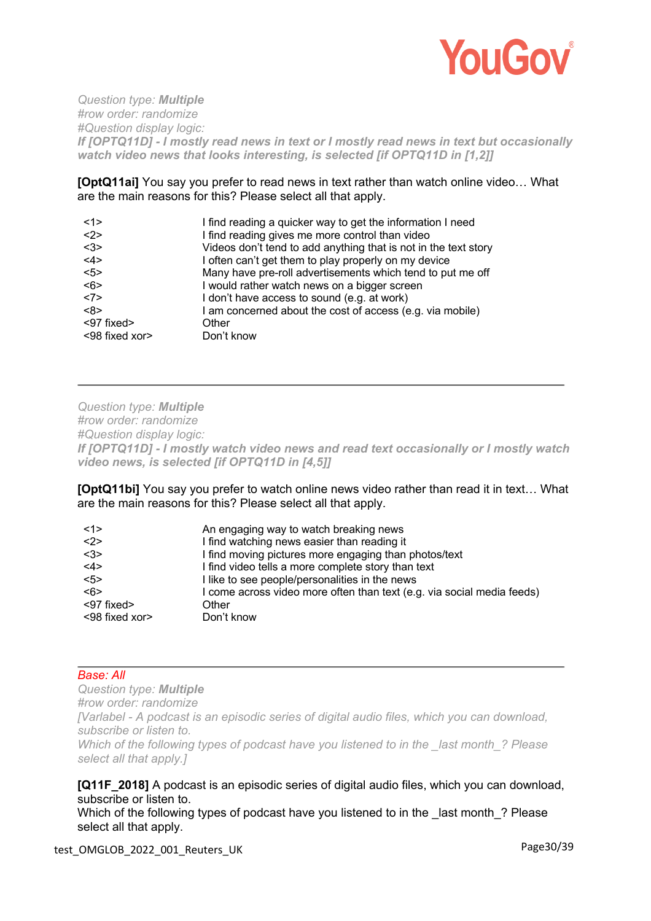*Question type: **Multiple***
*#row order: randomize*
*#Question display logic:*
***If [OPTQ11D] - I mostly read news in text or I mostly read news in text but occasionally watch video news that looks interesting, is selected [if OPTQ11D in [1,2]]***

**[OptQ11ai]** You say you prefer to read news in text rather than watch online video… What are the main reasons for this? Please select all that apply.

| | |
|---|---|
| <1> | I find reading a quicker way to get the information I need |
| <2> | I find reading gives me more control than video |
| <3> | Videos don't tend to add anything that is not in the text story |
| <4> | I often can't get them to play properly on my device |
| <5> | Many have pre-roll advertisements which tend to put me off |
| <6> | I would rather watch news on a bigger screen |
| <7> | I don't have access to sound (e.g. at work) |
| <8> | I am concerned about the cost of access (e.g. via mobile) |
| <97 fixed> | Other |
| <98 fixed xor> | Don't know |

---

*Question type: **Multiple***
*#row order: randomize*
*#Question display logic:*
***If [OPTQ11D] - I mostly watch video news and read text occasionally or I mostly watch video news, is selected [if OPTQ11D in [4,5]]***

**[OptQ11bi]** You say you prefer to watch online news video rather than read it in text… What are the main reasons for this? Please select all that apply.

| | |
|---|---|
| <1> | An engaging way to watch breaking news |
| <2> | I find watching news easier than reading it |
| <3> | I find moving pictures more engaging than photos/text |
| <4> | I find video tells a more complete story than text |
| <5> | I like to see people/personalities in the news |
| <6> | I come across video more often than text (e.g. via social media feeds) |
| <97 fixed> | Other |
| <98 fixed xor> | Don't know |

---

Base: All
*Question type: **Multiple***
*#row order: randomize*
*[Varlabel - A podcast is an episodic series of digital audio files, which you can download, subscribe or listen to.*
*Which of the following types of podcast have you listened to in the _last month_? Please select all that apply.]*

**[Q11F_2018]** A podcast is an episodic series of digital audio files, which you can download, subscribe or listen to.
Which of the following types of podcast have you listened to in the _last month_? Please select all that apply.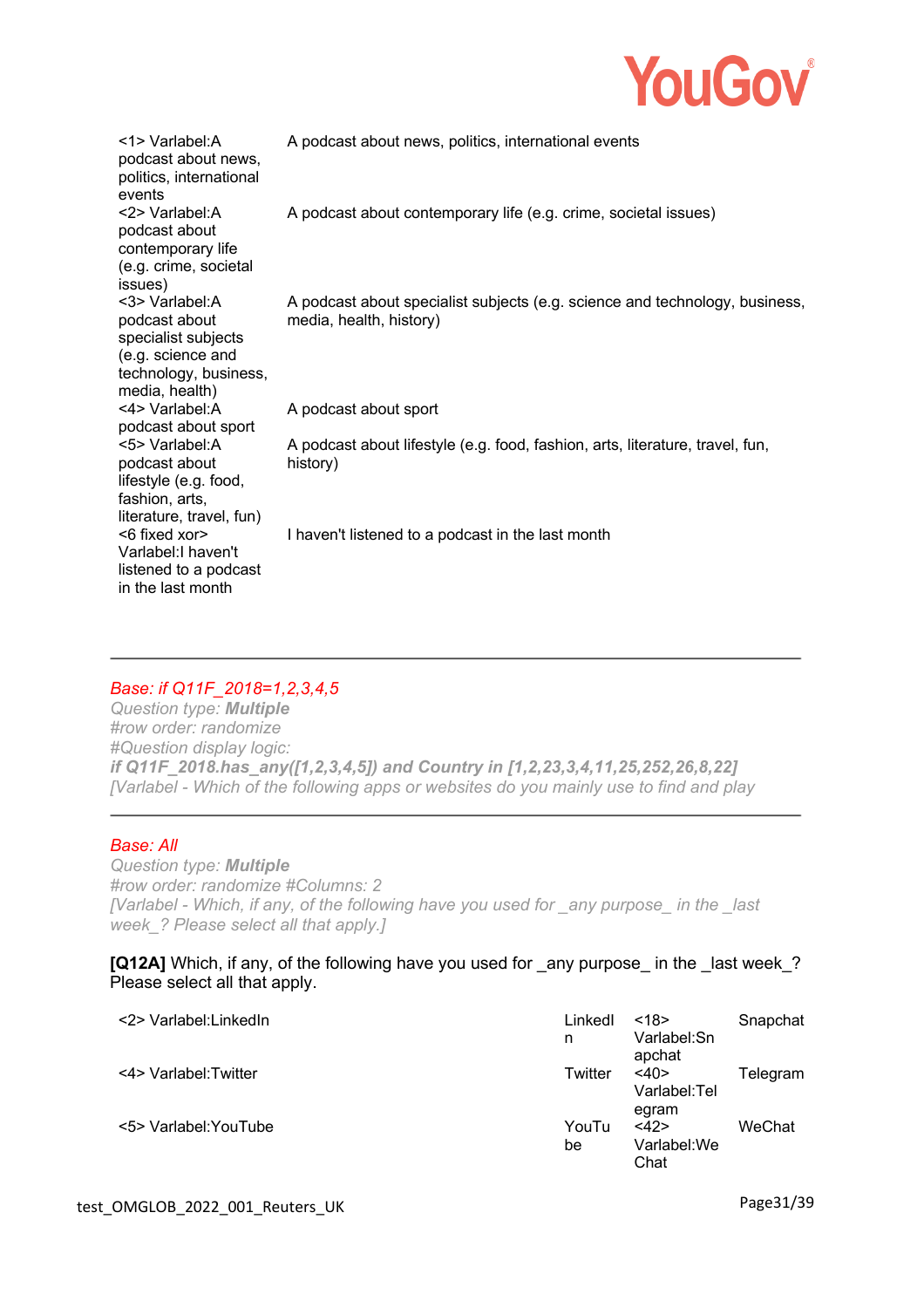| | |
|---|---|
| <1> Varlabel:A podcast about news, politics, international events | A podcast about news, politics, international events |
| <2> Varlabel:A podcast about contemporary life (e.g. crime, societal issues) | A podcast about contemporary life (e.g. crime, societal issues) |
| <3> Varlabel:A podcast about specialist subjects (e.g. science and technology, business, media, health) | A podcast about specialist subjects (e.g. science and technology, business, media, health, history) |
| <4> Varlabel:A podcast about sport | A podcast about sport |
| <5> Varlabel:A podcast about lifestyle (e.g. food, fashion, arts, literature, travel, fun) | A podcast about lifestyle (e.g. food, fashion, arts, literature, travel, fun, history) |
| <6 fixed xor> Varlabel:I haven't listened to a podcast in the last month | I haven't listened to a podcast in the last month |

---

*Base: if Q11F_2018=1,2,3,4,5*
*Question type: **Multiple***
*#row order: randomize*
*#Question display logic:*
***if Q11F_2018.has_any([1,2,3,4,5]) and Country in [1,2,23,3,4,11,25,252,26,8,22]***
*[Varlabel - Which of the following apps or websites do you mainly use to find and play*

---

*Base: All*
*Question type: **Multiple***
*#row order: randomize #Columns: 2*
*[Varlabel - Which, if any, of the following have you used for _any purpose_ in the _last week_? Please select all that apply.]*

**[Q12A]** Which, if any, of the following have you used for _any purpose_ in the _last week_? Please select all that apply.

| | | | |
|---|---|---|---|
| <2> Varlabel:LinkedIn | LinkedIn | <18> Varlabel:Snapchat | Snapchat |
| <4> Varlabel:Twitter | Twitter | <40> Varlabel:Telegram | Telegram |
| <5> Varlabel:YouTube | YouTube | <42> Varlabel:WeChat | WeChat |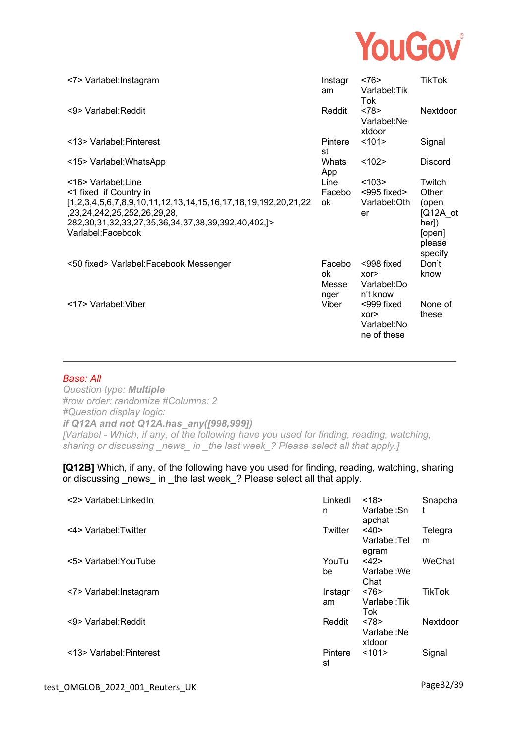| | | | |
|---|---|---|---|
| <7> Varlabel:Instagram | Instagram | <76> Varlabel:TikTok | TikTok |
| <9> Varlabel:Reddit | Reddit | <78> Varlabel:Nextdoor | Nextdoor |
| <13> Varlabel:Pinterest | Pinterest | <101> | Signal |
| <15> Varlabel:WhatsApp | WhatsApp | <102> | Discord |
| <16> Varlabel:Line<br><1 fixed if Country in [1,2,3,4,5,6,7,8,9,10,11,12,13,14,15,16,17,18,19,192,20,21,22,23,24,242,25,252,26,29,28,282,30,31,32,33,27,35,36,34,37,38,39,392,40,402,]> Varlabel:Facebook | Line<br>Facebook | <103><br><995 fixed> Varlabel:Other | Twitch<br>Other (open [Q12A_other]) [open] please specify |
| <50 fixed> Varlabel:Facebook Messenger | Facebook Messenger | <998 fixed xor> Varlabel:Don't know | Don't know |
| <17> Varlabel:Viber | Viber | <999 fixed xor> Varlabel:None of these | None of these |

---

*Base: All*

*Question type: **Multiple***

*#row order: randomize #Columns: 2*

*#Question display logic:*

***if Q12A and not Q12A.has_any([998,999])***

*[Varlabel - Which, if any, of the following have you used for finding, reading, watching, sharing or discussing _news_ in _the last week_? Please select all that apply.]*

**[Q12B]** Which, if any, of the following have you used for finding, reading, watching, sharing or discussing _news_ in _the last week_? Please select all that apply.

| | | | |
|---|---|---|---|
| <2> Varlabel:LinkedIn | LinkedIn | <18> Varlabel:Snapchat | Snapchat |
| <4> Varlabel:Twitter | Twitter | <40> Varlabel:Telegram | Telegram |
| <5> Varlabel:YouTube | YouTube | <42> Varlabel:WeChat | WeChat |
| <7> Varlabel:Instagram | Instagram | <76> Varlabel:TikTok | TikTok |
| <9> Varlabel:Reddit | Reddit | <78> Varlabel:Nextdoor | Nextdoor |
| <13> Varlabel:Pinterest | Pinterest | <101> | Signal |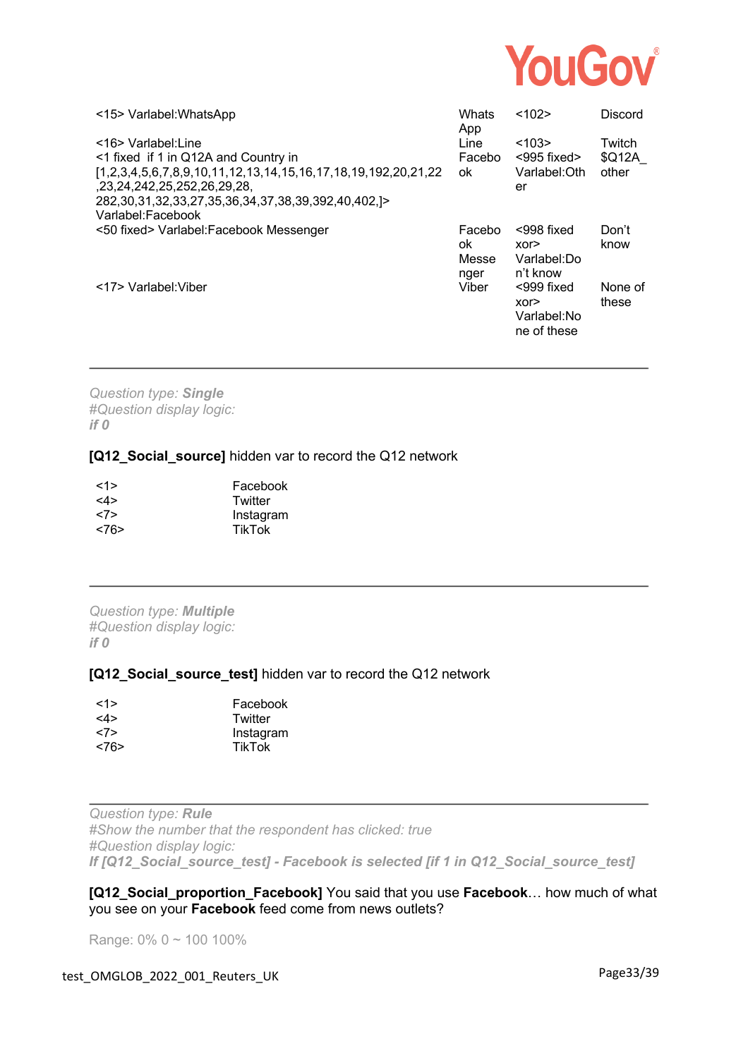| | | | |
|---|---|---|---|
| <15> Varlabel:WhatsApp | WhatsApp | <102> | Discord |
| <16> Varlabel:Line | Line | <103> | Twitch |
| <1 fixed if 1 in Q12A and Country in [1,2,3,4,5,6,7,8,9,10,11,12,13,14,15,16,17,18,19,192,20,21,22,23,24,242,25,252,26,29,28,282,30,31,32,33,27,35,36,34,37,38,39,392,40,402,]> Varlabel:Facebook | Facebook | <995 fixed> Varlabel:Other | $Q12A_other |
| <50 fixed> Varlabel:Facebook Messenger | Facebook Messenger | <998 fixed xor> Varlabel:Don't know | Don't know |
| <17> Varlabel:Viber | Viber | <999 fixed xor> Varlabel:None of these | None of these |

---

*Question type: **Single***
*#Question display logic:*
***if 0***

**[Q12_Social_source]** hidden var to record the Q12 network

| | |
|---|---|
| <1> | Facebook |
| <4> | Twitter |
| <7> | Instagram |
| <76> | TikTok |

---

*Question type: **Multiple***
*#Question display logic:*
***if 0***

**[Q12_Social_source_test]** hidden var to record the Q12 network

| | |
|---|---|
| <1> | Facebook |
| <4> | Twitter |
| <7> | Instagram |
| <76> | TikTok |

---

*Question type: **Rule***
*#Show the number that the respondent has clicked: true*
*#Question display logic:*
***If [Q12_Social_source_test] - Facebook is selected [if 1 in Q12_Social_source_test]***

**[Q12_Social_proportion_Facebook]** You said that you use **Facebook**… how much of what you see on your **Facebook** feed come from news outlets?

Range: 0% 0 ~ 100 100%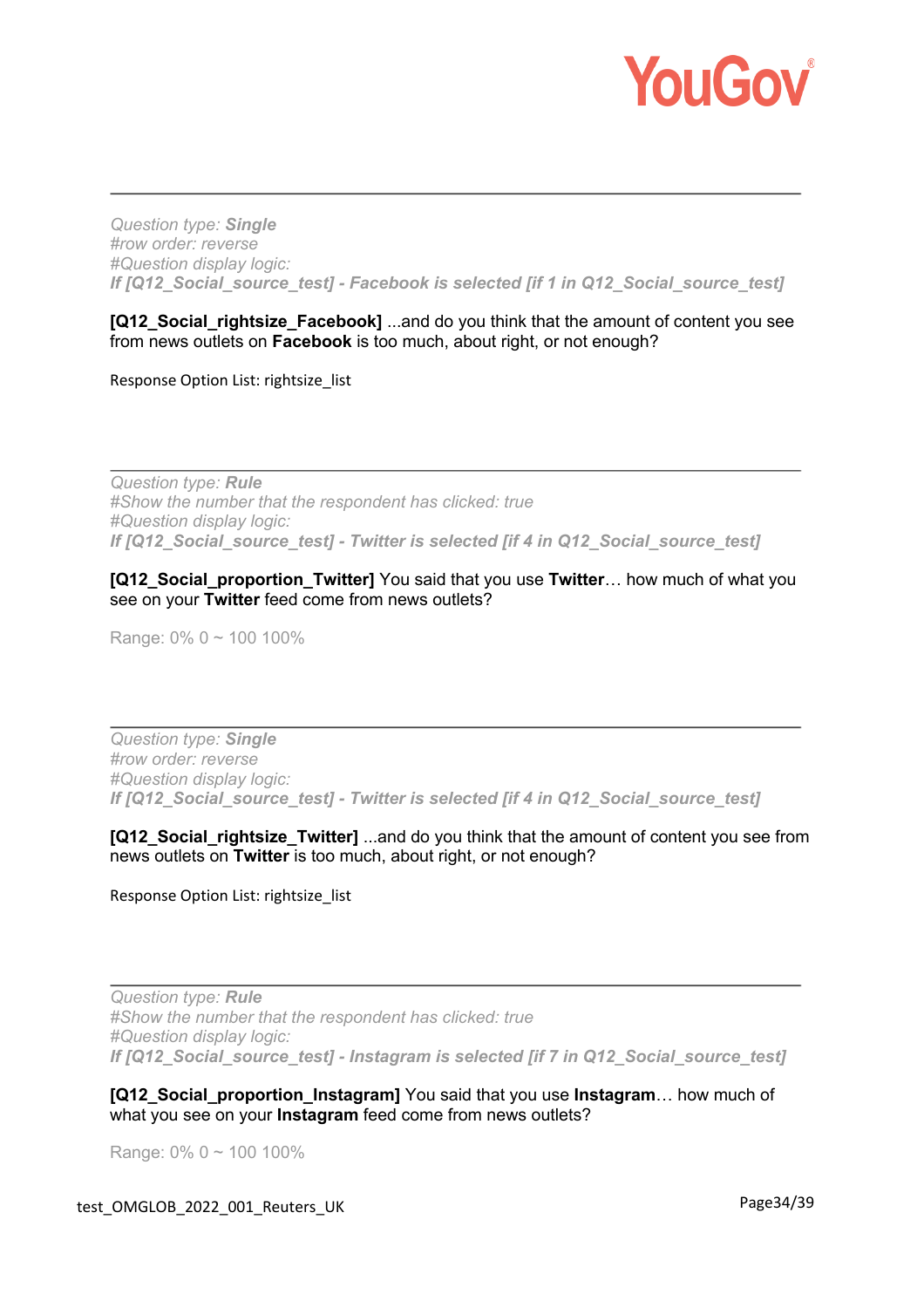---

*Question type:* ***Single***
*#row order: reverse*
*#Question display logic:*
***If [Q12_Social_source_test] - Facebook is selected [if 1 in Q12_Social_source_test]***

**[Q12_Social_rightsize_Facebook]** ...and do you think that the amount of content you see from news outlets on **Facebook** is too much, about right, or not enough?

Response Option List: rightsize_list

---

*Question type:* ***Rule***
*#Show the number that the respondent has clicked: true*
*#Question display logic:*
***If [Q12_Social_source_test] - Twitter is selected [if 4 in Q12_Social_source_test]***

**[Q12_Social_proportion_Twitter]** You said that you use **Twitter**… how much of what you see on your **Twitter** feed come from news outlets?

Range: 0% 0 ~ 100 100%

---

*Question type:* ***Single***
*#row order: reverse*
*#Question display logic:*
***If [Q12_Social_source_test] - Twitter is selected [if 4 in Q12_Social_source_test]***

**[Q12_Social_rightsize_Twitter]** ...and do you think that the amount of content you see from news outlets on **Twitter** is too much, about right, or not enough?

Response Option List: rightsize_list

---

*Question type:* ***Rule***
*#Show the number that the respondent has clicked: true*
*#Question display logic:*
***If [Q12_Social_source_test] - Instagram is selected [if 7 in Q12_Social_source_test]***

**[Q12_Social_proportion_Instagram]** You said that you use **Instagram**… how much of what you see on your **Instagram** feed come from news outlets?

Range: 0% 0 ~ 100 100%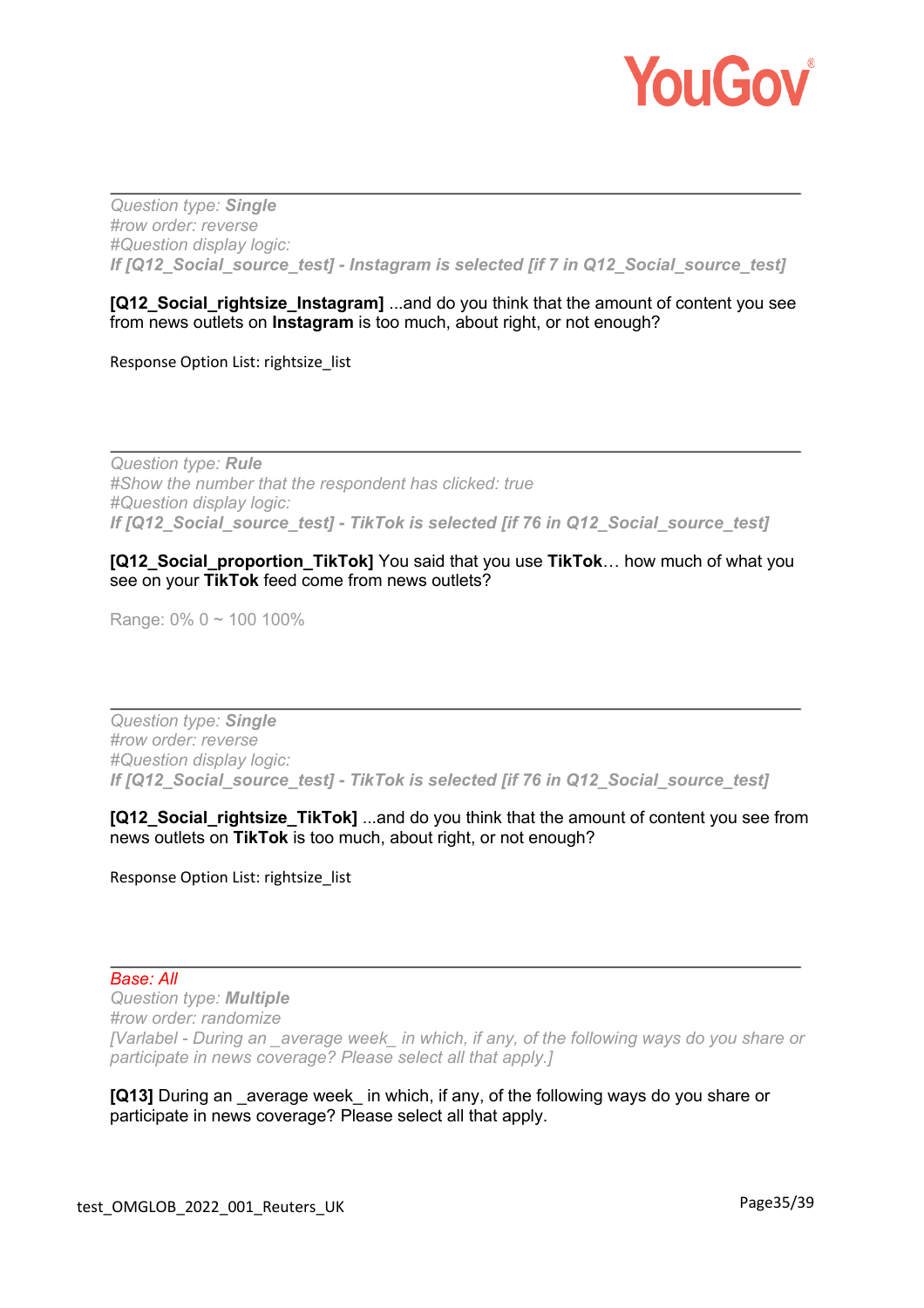---

*Question type: **Single***
*#row order: reverse*
*#Question display logic:*
***If [Q12_Social_source_test] - Instagram is selected [if 7 in Q12_Social_source_test]***

**[Q12_Social_rightsize_Instagram]** ...and do you think that the amount of content you see from news outlets on **Instagram** is too much, about right, or not enough?

Response Option List: rightsize_list

---

*Question type: **Rule***
*#Show the number that the respondent has clicked: true*
*#Question display logic:*
***If [Q12_Social_source_test] - TikTok is selected [if 76 in Q12_Social_source_test]***

**[Q12_Social_proportion_TikTok]** You said that you use **TikTok**… how much of what you see on your **TikTok** feed come from news outlets?

Range: 0% 0 ~ 100 100%

---

*Question type: **Single***
*#row order: reverse*
*#Question display logic:*
***If [Q12_Social_source_test] - TikTok is selected [if 76 in Q12_Social_source_test]***

**[Q12_Social_rightsize_TikTok]** ...and do you think that the amount of content you see from news outlets on **TikTok** is too much, about right, or not enough?

Response Option List: rightsize_list

---

*Base: All*
*Question type: **Multiple***
*#row order: randomize*
*[Varlabel - During an _average week_ in which, if any, of the following ways do you share or participate in news coverage? Please select all that apply.]*

**[Q13]** During an _average week_ in which, if any, of the following ways do you share or participate in news coverage? Please select all that apply.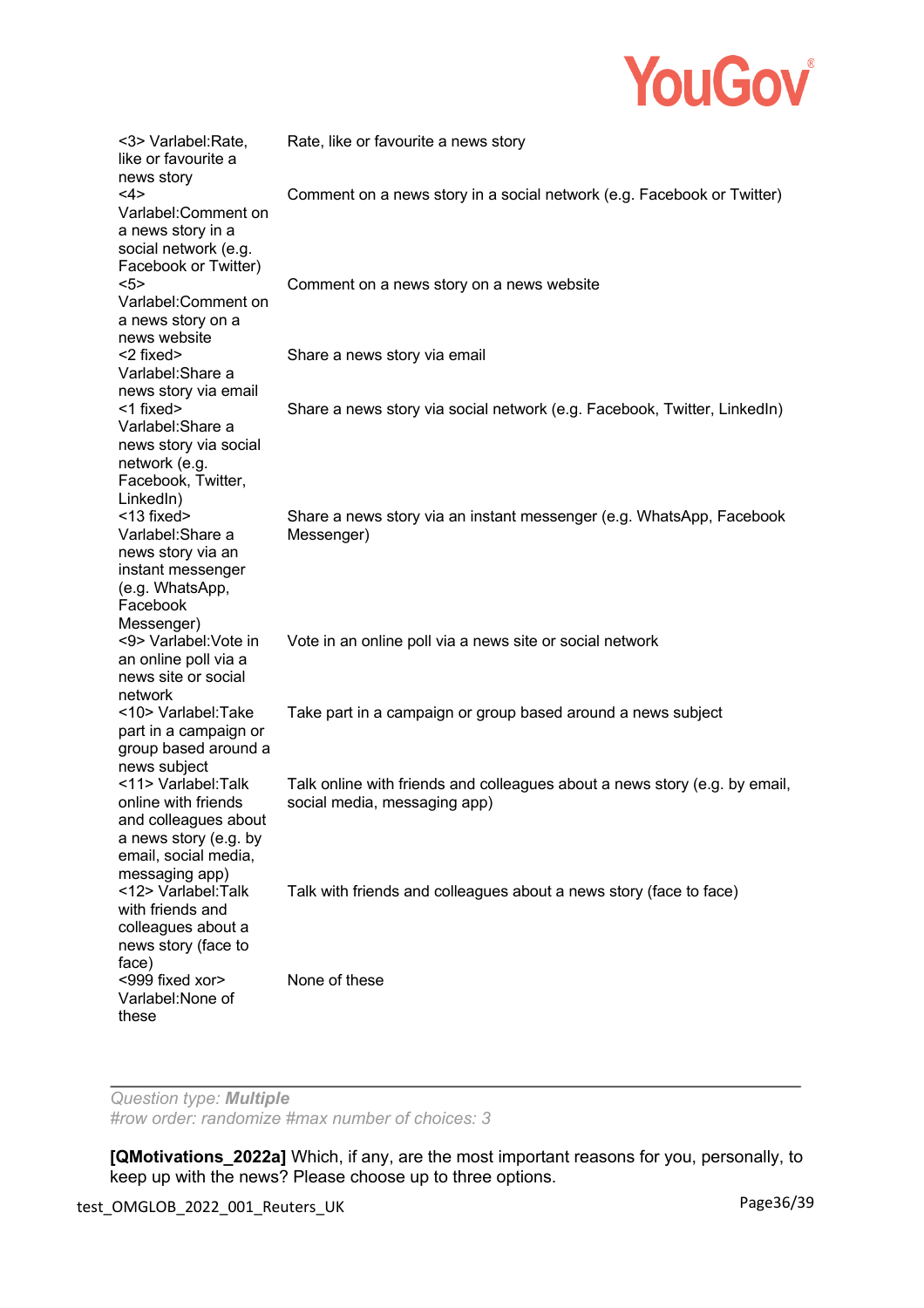| | |
|---|---|
| <3> Varlabel:Rate, like or favourite a news story | Rate, like or favourite a news story |
| <4> Varlabel:Comment on a news story in a social network (e.g. Facebook or Twitter) | Comment on a news story in a social network (e.g. Facebook or Twitter) |
| <5> Varlabel:Comment on a news story on a news website | Comment on a news story on a news website |
| <2 fixed> Varlabel:Share a news story via email | Share a news story via email |
| <1 fixed> Varlabel:Share a news story via social network (e.g. Facebook, Twitter, LinkedIn) | Share a news story via social network (e.g. Facebook, Twitter, LinkedIn) |
| <13 fixed> Varlabel:Share a news story via an instant messenger (e.g. WhatsApp, Facebook Messenger) | Share a news story via an instant messenger (e.g. WhatsApp, Facebook Messenger) |
| <9> Varlabel:Vote in an online poll via a news site or social network | Vote in an online poll via a news site or social network |
| <10> Varlabel:Take part in a campaign or group based around a news subject | Take part in a campaign or group based around a news subject |
| <11> Varlabel:Talk online with friends and colleagues about a news story (e.g. by email, social media, messaging app) | Talk online with friends and colleagues about a news story (e.g. by email, social media, messaging app) |
| <12> Varlabel:Talk with friends and colleagues about a news story (face to face) | Talk with friends and colleagues about a news story (face to face) |
| <999 fixed xor> Varlabel:None of these | None of these |

---

*Question type: **Multiple***
*#row order: randomize #max number of choices: 3*

**[QMotivations_2022a]** Which, if any, are the most important reasons for you, personally, to keep up with the news? Please choose up to three options.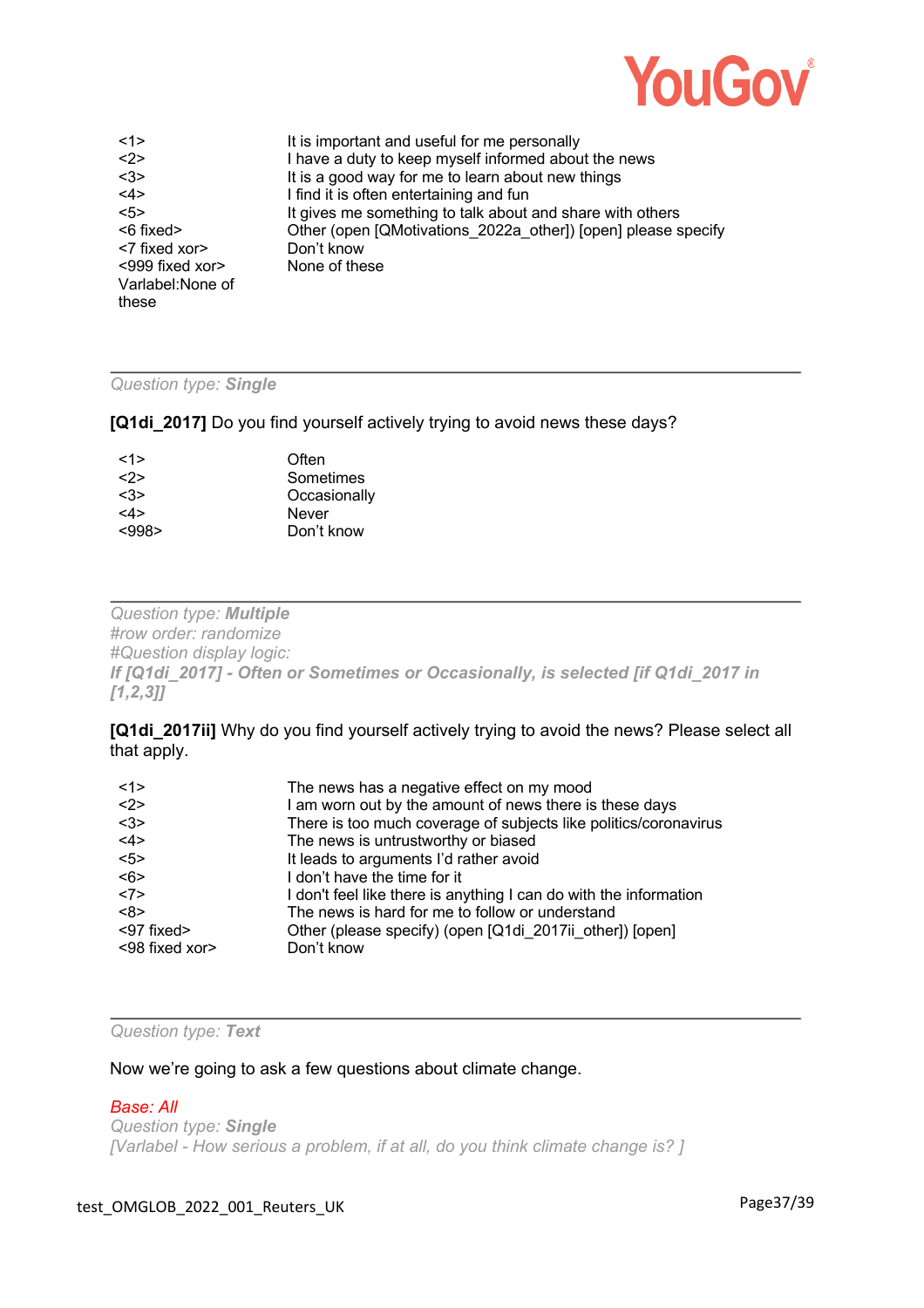| | |
|---|---|
| <1> | It is important and useful for me personally |
| <2> | I have a duty to keep myself informed about the news |
| <3> | It is a good way for me to learn about new things |
| <4> | I find it is often entertaining and fun |
| <5> | It gives me something to talk about and share with others |
| <6 fixed> | Other (open [QMotivations_2022a_other]) [open] please specify |
| <7 fixed xor> | Don't know |
| <999 fixed xor> Varlabel:None of these | None of these |

---

*Question type: **Single***

**[Q1di_2017]** Do you find yourself actively trying to avoid news these days?

| | |
|---|---|
| <1> | Often |
| <2> | Sometimes |
| <3> | Occasionally |
| <4> | Never |
| <998> | Don't know |

---

*Question type: **Multiple***
*#row order: randomize*
*#Question display logic:*
***If [Q1di_2017] - Often or Sometimes or Occasionally, is selected [if Q1di_2017 in [1,2,3]]***

**[Q1di_2017ii]** Why do you find yourself actively trying to avoid the news? Please select all that apply.

| | |
|---|---|
| <1> | The news has a negative effect on my mood |
| <2> | I am worn out by the amount of news there is these days |
| <3> | There is too much coverage of subjects like politics/coronavirus |
| <4> | The news is untrustworthy or biased |
| <5> | It leads to arguments I'd rather avoid |
| <6> | I don't have the time for it |
| <7> | I don't feel like there is anything I can do with the information |
| <8> | The news is hard for me to follow or understand |
| <97 fixed> | Other (please specify) (open [Q1di_2017ii_other]) [open] |
| <98 fixed xor> | Don't know |

---

*Question type: **Text***

Now we're going to ask a few questions about climate change.

*Base: All*
*Question type: **Single***
*[Varlabel - How serious a problem, if at all, do you think climate change is? ]*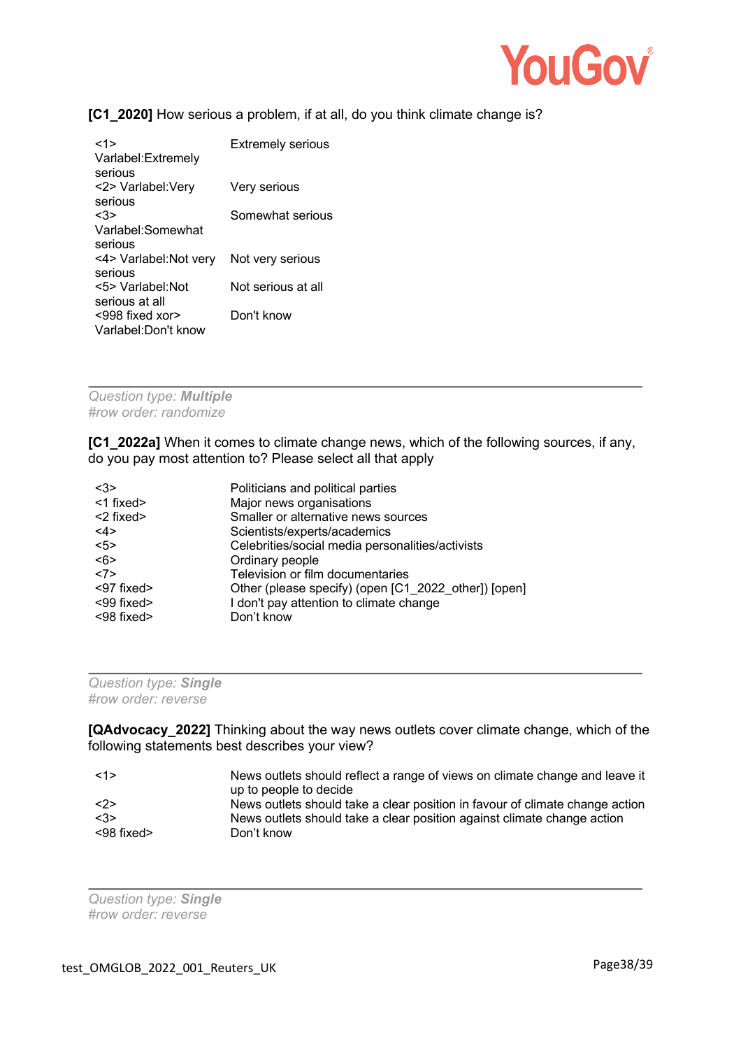**[C1_2020]** How serious a problem, if at all, do you think climate change is?

| | |
|---|---|
| <1> Varlabel:Extremely serious | Extremely serious |
| <2> Varlabel:Very serious | Very serious |
| <3> Varlabel:Somewhat serious | Somewhat serious |
| <4> Varlabel:Not very serious | Not very serious |
| <5> Varlabel:Not serious at all | Not serious at all |
| <998 fixed xor> Varlabel:Don't know | Don't know |

---

*Question type: **Multiple***
*#row order: randomize*

**[C1_2022a]** When it comes to climate change news, which of the following sources, if any, do you pay most attention to? Please select all that apply

| | |
|---|---|
| <3> | Politicians and political parties |
| <1 fixed> | Major news organisations |
| <2 fixed> | Smaller or alternative news sources |
| <4> | Scientists/experts/academics |
| <5> | Celebrities/social media personalities/activists |
| <6> | Ordinary people |
| <7> | Television or film documentaries |
| <97 fixed> | Other (please specify) (open [C1_2022_other]) [open] |
| <99 fixed> | I don't pay attention to climate change |
| <98 fixed> | Don't know |

---

*Question type: **Single***
*#row order: reverse*

**[QAdvocacy_2022]** Thinking about the way news outlets cover climate change, which of the following statements best describes your view?

| | |
|---|---|
| <1> | News outlets should reflect a range of views on climate change and leave it up to people to decide |
| <2> | News outlets should take a clear position in favour of climate change action |
| <3> | News outlets should take a clear position against climate change action |
| <98 fixed> | Don't know |

---

*Question type: **Single***
*#row order: reverse*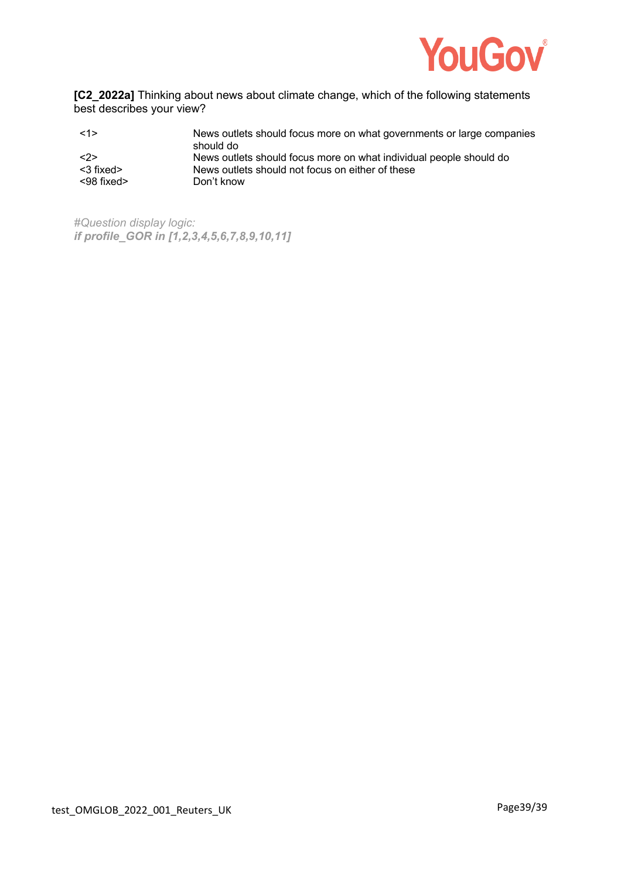**[C2_2022a]** Thinking about news about climate change, which of the following statements best describes your view?

| | |
|---|---|
| <1> | News outlets should focus more on what governments or large companies should do |
| <2> | News outlets should focus more on what individual people should do |
| <3 fixed> | News outlets should not focus on either of these |
| <98 fixed> | Don't know |

*#Question display logic:*
***if profile_GOR in [1,2,3,4,5,6,7,8,9,10,11]***